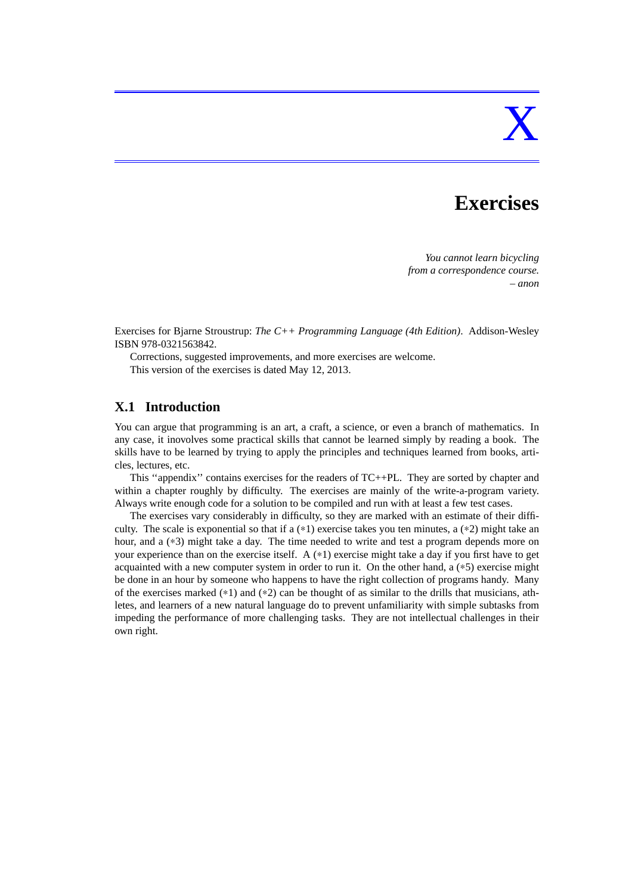# X

# Exercises

*You cannot learn bicycling*
*from a correspondence course.*
*– anon*

Exercises for Bjarne Stroustrup: *The C++ Programming Language (4th Edition)*. Addison-Wesley ISBN 978-0321563842.

Corrections, suggested improvements, and more exercises are welcome.

This version of the exercises is dated May 12, 2013.

## X.1 Introduction

You can argue that programming is an art, a craft, a science, or even a branch of mathematics. In any case, it inovolves some practical skills that cannot be learned simply by reading a book. The skills have to be learned by trying to apply the principles and techniques learned from books, articles, lectures, etc.

This ''appendix'' contains exercises for the readers of TC++PL. They are sorted by chapter and within a chapter roughly by difficulty. The exercises are mainly of the write-a-program variety. Always write enough code for a solution to be compiled and run with at least a few test cases.

The exercises vary considerably in difficulty, so they are marked with an estimate of their difficulty. The scale is exponential so that if a (∗1) exercise takes you ten minutes, a (∗2) might take an hour, and a (∗3) might take a day. The time needed to write and test a program depends more on your experience than on the exercise itself. A (∗1) exercise might take a day if you first have to get acquainted with a new computer system in order to run it. On the other hand, a (∗5) exercise might be done in an hour by someone who happens to have the right collection of programs handy. Many of the exercises marked (∗1) and (∗2) can be thought of as similar to the drills that musicians, athletes, and learners of a new natural language do to prevent unfamiliarity with simple subtasks from impeding the performance of more challenging tasks. They are not intellectual challenges in their own right.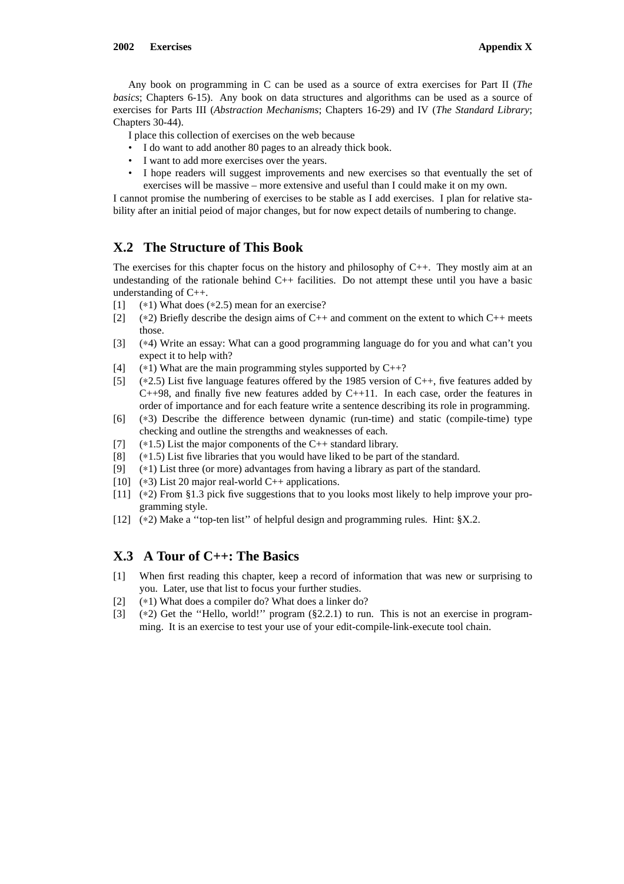Any book on programming in C can be used as a source of extra exercises for Part II (*The basics*; Chapters 6-15). Any book on data structures and algorithms can be used as a source of exercises for Parts III (*Abstraction Mechanisms*; Chapters 16-29) and IV (*The Standard Library*; Chapters 30-44).

I place this collection of exercises on the web because

- I do want to add another 80 pages to an already thick book.
- I want to add more exercises over the years.
- I hope readers will suggest improvements and new exercises so that eventually the set of exercises will be massive – more extensive and useful than I could make it on my own.

I cannot promise the numbering of exercises to be stable as I add exercises. I plan for relative stability after an initial peiod of major changes, but for now expect details of numbering to change.

## X.2 The Structure of This Book

The exercises for this chapter focus on the history and philosophy of C++. They mostly aim at an undestanding of the rationale behind C++ facilities. Do not attempt these until you have a basic understanding of C++.

[1] (∗1) What does (∗2.5) mean for an exercise?

[2] (∗2) Briefly describe the design aims of C++ and comment on the extent to which C++ meets those.

[3] (∗4) Write an essay: What can a good programming language do for you and what can't you expect it to help with?

[4] (∗1) What are the main programming styles supported by C++?

[5] (∗2.5) List five language features offered by the 1985 version of C++, five features added by C++98, and finally five new features added by C++11. In each case, order the features in order of importance and for each feature write a sentence describing its role in programming.

[6] (∗3) Describe the difference between dynamic (run-time) and static (compile-time) type checking and outline the strengths and weaknesses of each.

[7] (∗1.5) List the major components of the C++ standard library.

[8] (∗1.5) List five libraries that you would have liked to be part of the standard.

[9] (∗1) List three (or more) advantages from having a library as part of the standard.

[10] (∗3) List 20 major real-world C++ applications.

[11] (∗2) From §1.3 pick five suggestions that to you looks most likely to help improve your programming style.

[12] (∗2) Make a ''top-ten list'' of helpful design and programming rules. Hint: §X.2.

## X.3 A Tour of C++: The Basics

[1] When first reading this chapter, keep a record of information that was new or surprising to you. Later, use that list to focus your further studies.

[2] (∗1) What does a compiler do? What does a linker do?

[3] (∗2) Get the ''Hello, world!'' program (§2.2.1) to run. This is not an exercise in programming. It is an exercise to test your use of your edit-compile-link-execute tool chain.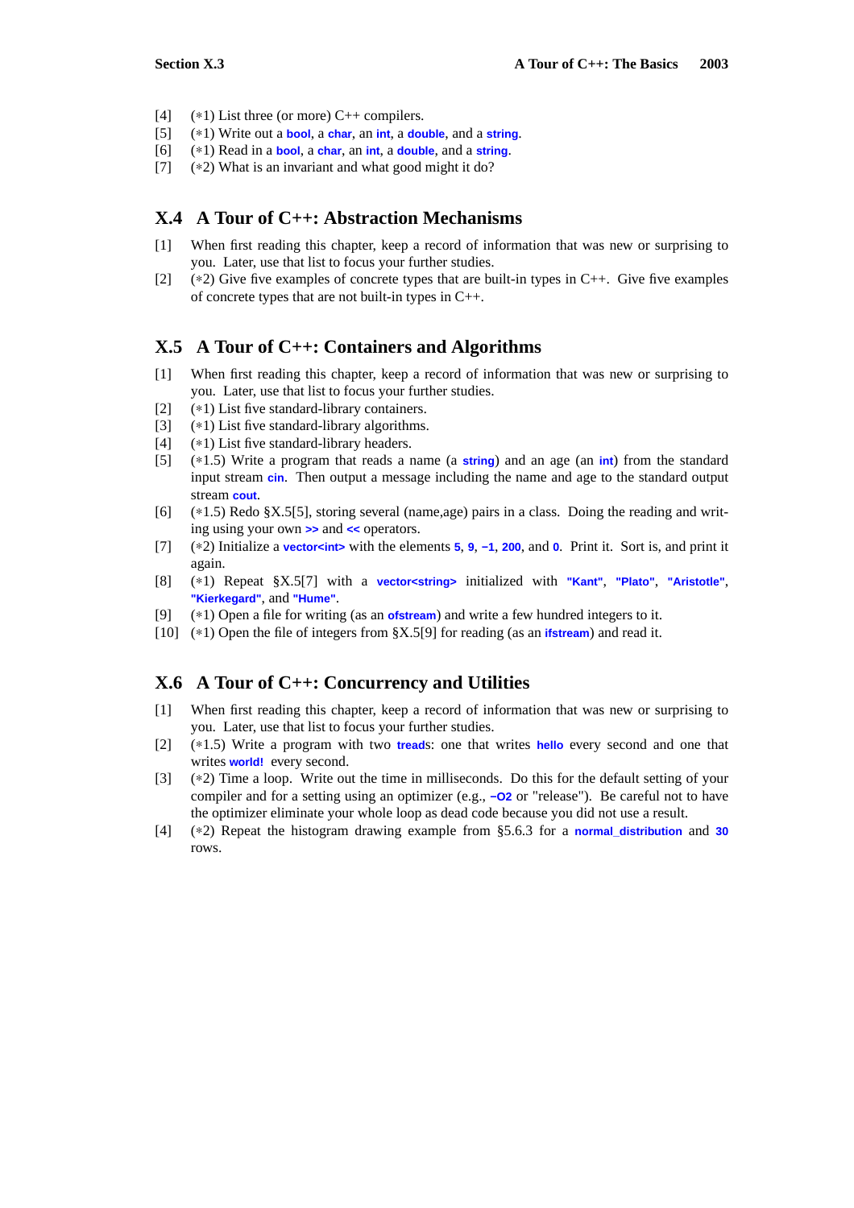[4] (∗1) List three (or more) C++ compilers.
[5] (∗1) Write out a `bool`, a `char`, an `int`, a `double`, and a `string`.
[6] (∗1) Read in a `bool`, a `char`, an `int`, a `double`, and a `string`.
[7] (∗2) What is an invariant and what good might it do?

## X.4 A Tour of C++: Abstraction Mechanisms

[1] When first reading this chapter, keep a record of information that was new or surprising to you. Later, use that list to focus your further studies.
[2] (∗2) Give five examples of concrete types that are built-in types in C++. Give five examples of concrete types that are not built-in types in C++.

## X.5 A Tour of C++: Containers and Algorithms

[1] When first reading this chapter, keep a record of information that was new or surprising to you. Later, use that list to focus your further studies.
[2] (∗1) List five standard-library containers.
[3] (∗1) List five standard-library algorithms.
[4] (∗1) List five standard-library headers.
[5] (∗1.5) Write a program that reads a name (a `string`) and an age (an `int`) from the standard input stream `cin`. Then output a message including the name and age to the standard output stream `cout`.
[6] (∗1.5) Redo §X.5[5], storing several (name,age) pairs in a class. Doing the reading and writing using your own `>>` and `<<` operators.
[7] (∗2) Initialize a `vector<int>` with the elements `5`, `9`, `−1`, `200`, and `0`. Print it. Sort is, and print it again.
[8] (∗1) Repeat §X.5[7] with a `vector<string>` initialized with `"Kant"`, `"Plato"`, `"Aristotle"`, `"Kierkegard"`, and `"Hume"`.
[9] (∗1) Open a file for writing (as an `ofstream`) and write a few hundred integers to it.
[10] (∗1) Open the file of integers from §X.5[9] for reading (as an `ifstream`) and read it.

## X.6 A Tour of C++: Concurrency and Utilities

[1] When first reading this chapter, keep a record of information that was new or surprising to you. Later, use that list to focus your further studies.
[2] (∗1.5) Write a program with two `tread`s: one that writes `hello` every second and one that writes `world!` every second.
[3] (∗2) Time a loop. Write out the time in milliseconds. Do this for the default setting of your compiler and for a setting using an optimizer (e.g., `−O2` or "release"). Be careful not to have the optimizer eliminate your whole loop as dead code because you did not use a result.
[4] (∗2) Repeat the histogram drawing example from §5.6.3 for a `normal_distribution` and `30` rows.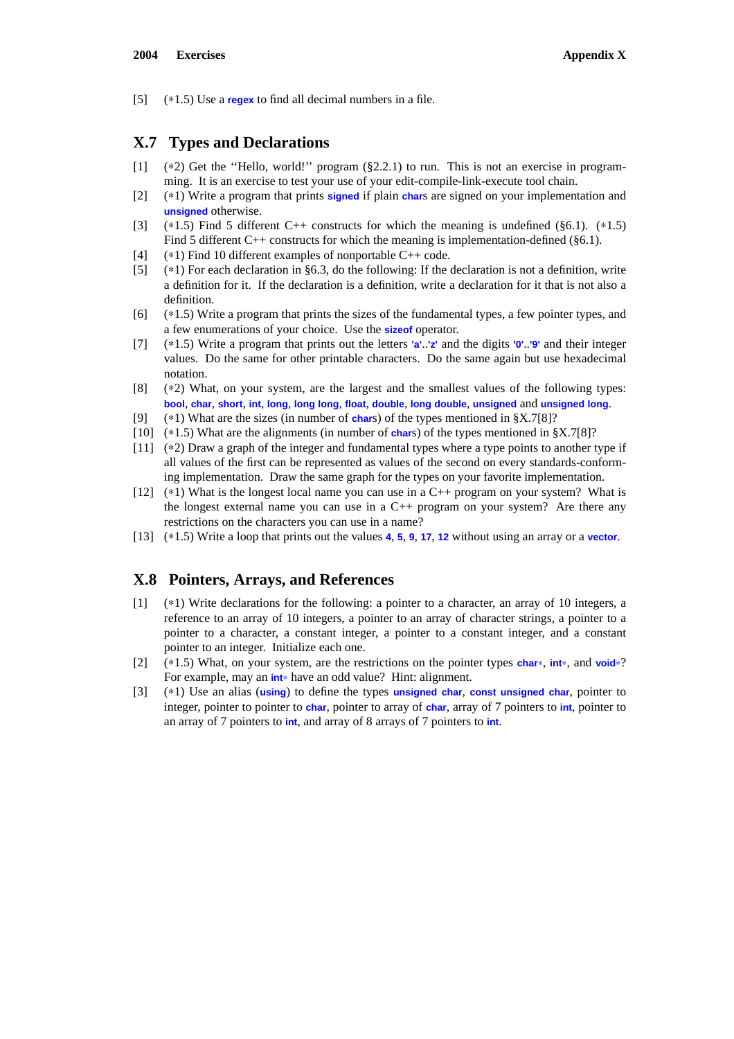[5] (∗1.5) Use a `regex` to find all decimal numbers in a file.

## X.7 Types and Declarations

[1] (∗2) Get the ''Hello, world!'' program (§2.2.1) to run. This is not an exercise in programming. It is an exercise to test your use of your edit-compile-link-execute tool chain.

[2] (∗1) Write a program that prints `signed` if plain `char`s are signed on your implementation and `unsigned` otherwise.

[3] (∗1.5) Find 5 different C++ constructs for which the meaning is undefined (§6.1). (∗1.5) Find 5 different C++ constructs for which the meaning is implementation-defined (§6.1).

[4] (∗1) Find 10 different examples of nonportable C++ code.

[5] (∗1) For each declaration in §6.3, do the following: If the declaration is not a definition, write a definition for it. If the declaration is a definition, write a declaration for it that is not also a definition.

[6] (∗1.5) Write a program that prints the sizes of the fundamental types, a few pointer types, and a few enumerations of your choice. Use the `sizeof` operator.

[7] (∗1.5) Write a program that prints out the letters `'a'..'z'` and the digits `'0'..'9'` and their integer values. Do the same for other printable characters. Do the same again but use hexadecimal notation.

[8] (∗2) What, on your system, are the largest and the smallest values of the following types: `bool`, `char`, `short`, `int`, `long`, `long long`, `float`, `double`, `long double`, `unsigned` and `unsigned long`.

[9] (∗1) What are the sizes (in number of `char`s) of the types mentioned in §X.7[8]?

[10] (∗1.5) What are the alignments (in number of `char`s) of the types mentioned in §X.7[8]?

[11] (∗2) Draw a graph of the integer and fundamental types where a type points to another type if all values of the first can be represented as values of the second on every standards-conforming implementation. Draw the same graph for the types on your favorite implementation.

[12] (∗1) What is the longest local name you can use in a C++ program on your system? What is the longest external name you can use in a C++ program on your system? Are there any restrictions on the characters you can use in a name?

[13] (∗1.5) Write a loop that prints out the values `4`, `5`, `9`, `17`, `12` without using an array or a `vector`.

## X.8 Pointers, Arrays, and References

[1] (∗1) Write declarations for the following: a pointer to a character, an array of 10 integers, a reference to an array of 10 integers, a pointer to an array of character strings, a pointer to a pointer to a character, a constant integer, a pointer to a constant integer, and a constant pointer to an integer. Initialize each one.

[2] (∗1.5) What, on your system, are the restrictions on the pointer types `char*`, `int*`, and `void*`? For example, may an `int*` have an odd value? Hint: alignment.

[3] (∗1) Use an alias (`using`) to define the types `unsigned char`, `const unsigned char`, pointer to integer, pointer to pointer to `char`, pointer to array of `char`, array of 7 pointers to `int`, pointer to an array of 7 pointers to `int`, and array of 8 arrays of 7 pointers to `int`.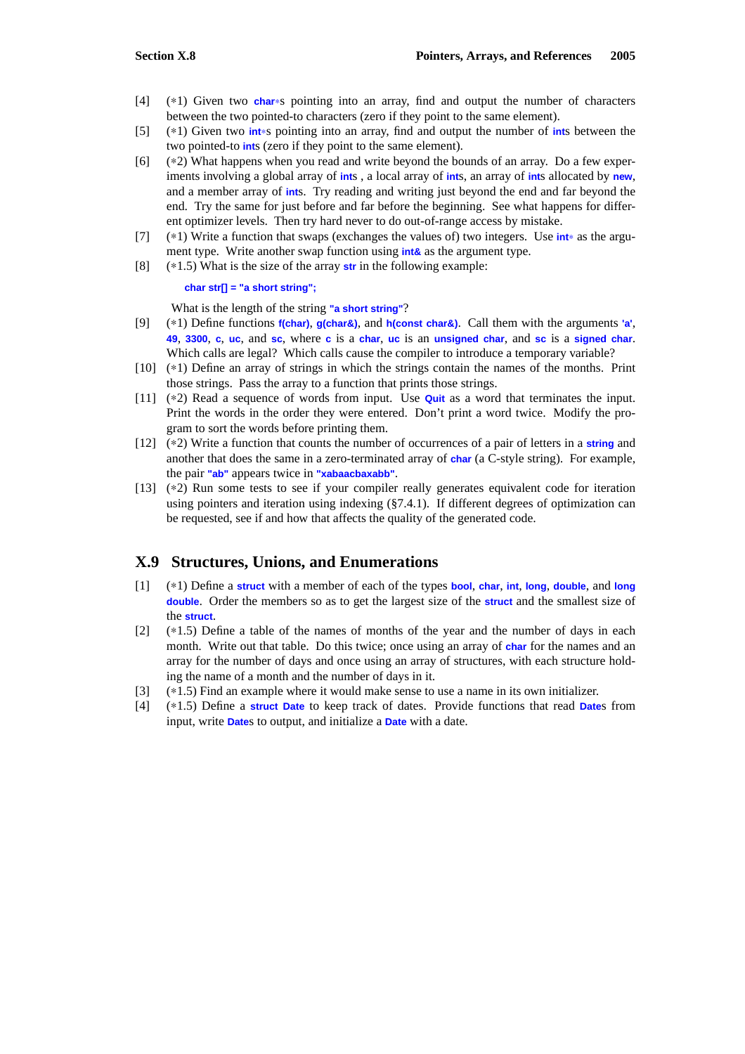[4] (∗1) Given two `char*`s pointing into an array, find and output the number of characters between the two pointed-to characters (zero if they point to the same element).

[5] (∗1) Given two `int*`s pointing into an array, find and output the number of `int`s between the two pointed-to `int`s (zero if they point to the same element).

[6] (∗2) What happens when you read and write beyond the bounds of an array. Do a few experiments involving a global array of `int`s , a local array of `int`s, an array of `int`s allocated by `new`, and a member array of `int`s. Try reading and writing just beyond the end and far beyond the end. Try the same for just before and far before the beginning. See what happens for different optimizer levels. Then try hard never to do out-of-range access by mistake.

[7] (∗1) Write a function that swaps (exchanges the values of) two integers. Use `int*` as the argument type. Write another swap function using `int&` as the argument type.

[8] (∗1.5) What is the size of the array `str` in the following example:

```
char str[] = "a short string";
```

What is the length of the string `"a short string"`?

[9] (∗1) Define functions `f(char)`, `g(char&)`, and `h(const char&)`. Call them with the arguments `'a'`, `49`, `3300`, `c`, `uc`, and `sc`, where `c` is a `char`, `uc` is an `unsigned char`, and `sc` is a `signed char`. Which calls are legal? Which calls cause the compiler to introduce a temporary variable?

[10] (∗1) Define an array of strings in which the strings contain the names of the months. Print those strings. Pass the array to a function that prints those strings.

[11] (∗2) Read a sequence of words from input. Use `Quit` as a word that terminates the input. Print the words in the order they were entered. Don't print a word twice. Modify the program to sort the words before printing them.

[12] (∗2) Write a function that counts the number of occurrences of a pair of letters in a `string` and another that does the same in a zero-terminated array of `char` (a C-style string). For example, the pair `"ab"` appears twice in `"xabaacbaxabb"`.

[13] (∗2) Run some tests to see if your compiler really generates equivalent code for iteration using pointers and iteration using indexing (§7.4.1). If different degrees of optimization can be requested, see if and how that affects the quality of the generated code.

## X.9 Structures, Unions, and Enumerations

[1] (∗1) Define a `struct` with a member of each of the types `bool`, `char`, `int`, `long`, `double`, and `long double`. Order the members so as to get the largest size of the `struct` and the smallest size of the `struct`.

[2] (∗1.5) Define a table of the names of months of the year and the number of days in each month. Write out that table. Do this twice; once using an array of `char` for the names and an array for the number of days and once using an array of structures, with each structure holding the name of a month and the number of days in it.

[3] (∗1.5) Find an example where it would make sense to use a name in its own initializer.

[4] (∗1.5) Define a `struct Date` to keep track of dates. Provide functions that read `Date`s from input, write `Date`s to output, and initialize a `Date` with a date.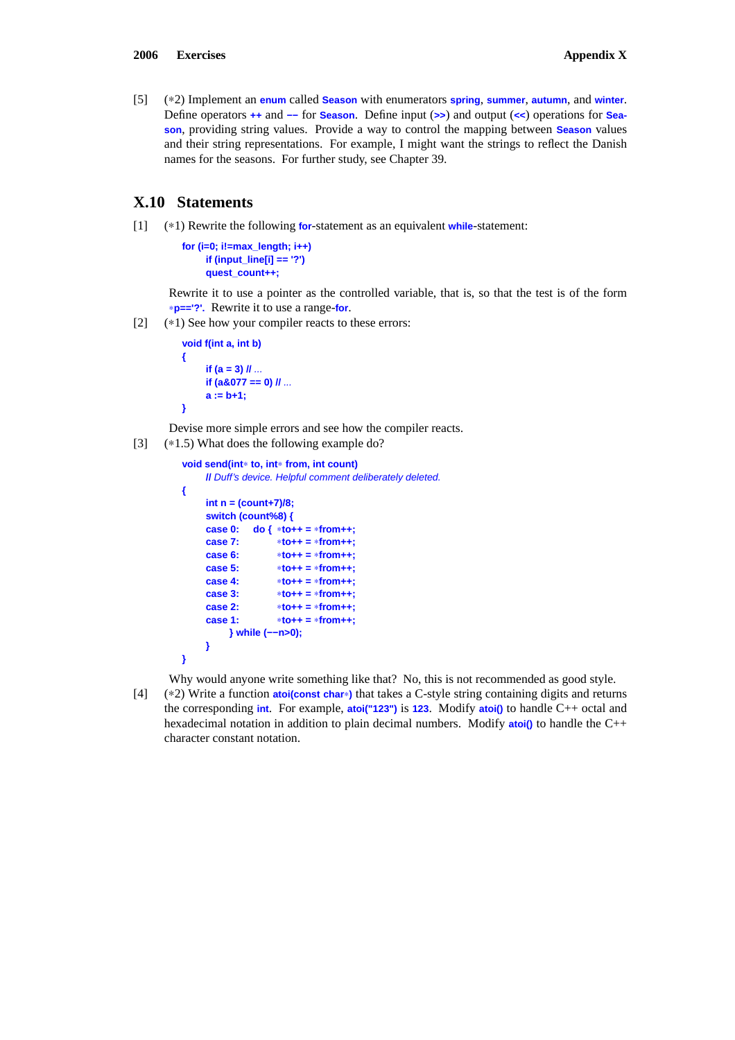[5] (∗2) Implement an **enum** called **Season** with enumerators **spring**, **summer**, **autumn**, and **winter**. Define operators **++** and **−−** for **Season**. Define input (**>>**) and output (**<<**) operations for **Season**, providing string values. Provide a way to control the mapping between **Season** values and their string representations. For example, I might want the strings to reflect the Danish names for the seasons. For further study, see Chapter 39.

## X.10 Statements

[1] (∗1) Rewrite the following **for**-statement as an equivalent **while**-statement:

```
for (i=0; i!=max_length; i++)
        if (input_line[i] == '?')
                quest_count++;
```

Rewrite it to use a pointer as the controlled variable, that is, so that the test is of the form **\*p=='?'**. Rewrite it to use a range-**for**.

[2] (∗1) See how your compiler reacts to these errors:

```
void f(int a, int b)
{
        if (a = 3) // ...
        if (a&077 == 0) // ...
        a := b+1;
}
```

Devise more simple errors and see how the compiler reacts.

[3] (∗1.5) What does the following example do?

```
void send(int* to, int* from, int count)
        // Duff's device. Helpful comment deliberately deleted.
{
        int n = (count+7)/8;
        switch (count%8) {
        case 0:    do {  *to++ = *from++;
        case 7:          *to++ = *from++;
        case 6:          *to++ = *from++;
        case 5:          *to++ = *from++;
        case 4:          *to++ = *from++;
        case 3:          *to++ = *from++;
        case 2:          *to++ = *from++;
        case 1:          *to++ = *from++;
                } while (−−n>0);
        }
}
```

Why would anyone write something like that? No, this is not recommended as good style.

[4] (∗2) Write a function **atoi(const char\*)** that takes a C-style string containing digits and returns the corresponding **int**. For example, **atoi("123")** is **123**. Modify **atoi()** to handle C++ octal and hexadecimal notation in addition to plain decimal numbers. Modify **atoi()** to handle the C++ character constant notation.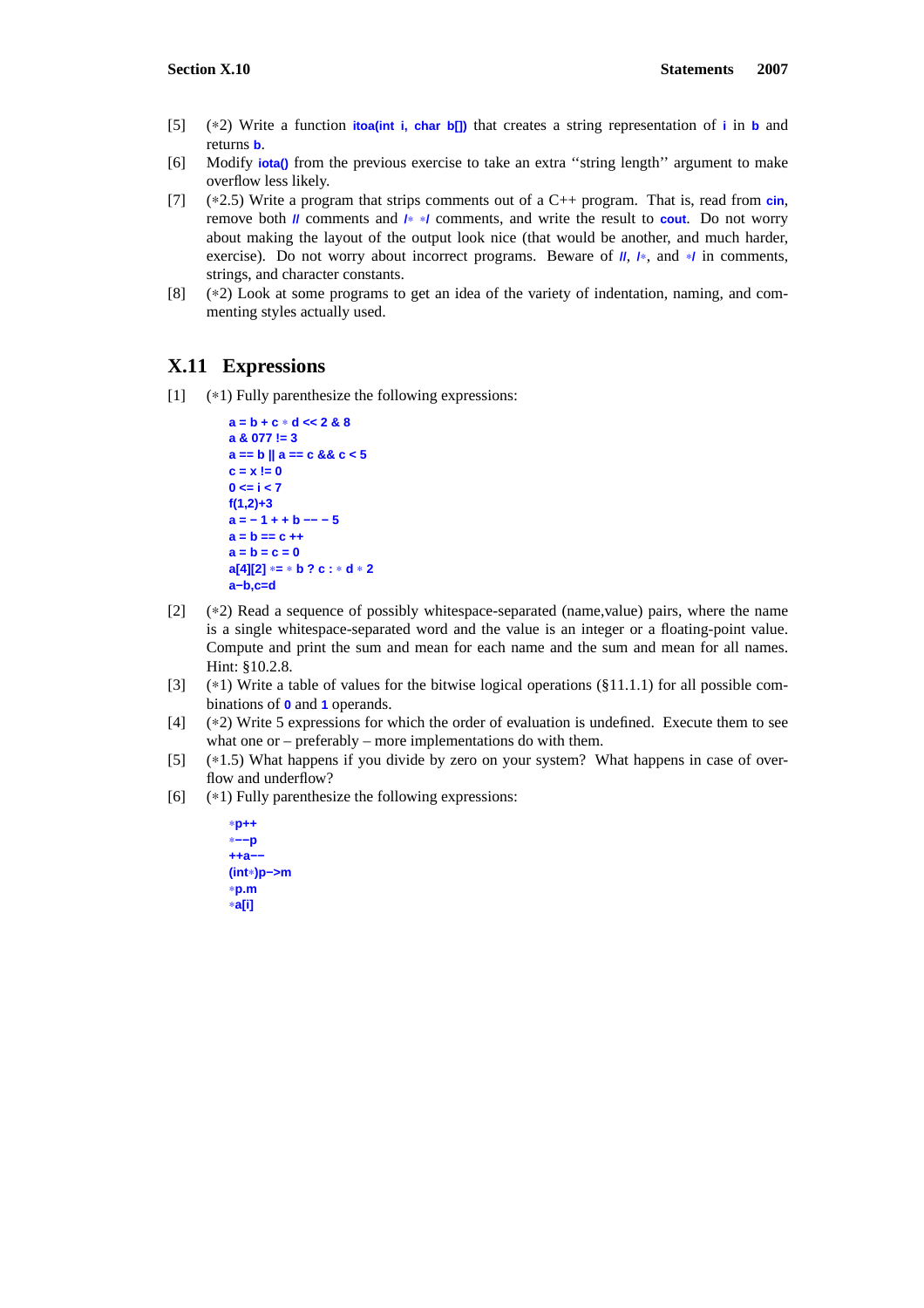[5] (∗2) Write a function `itoa(int i, char b[])` that creates a string representation of `i` in `b` and returns `b`.

[6] Modify `iota()` from the previous exercise to take an extra ''string length'' argument to make overflow less likely.

[7] (∗2.5) Write a program that strips comments out of a C++ program. That is, read from `cin`, remove both `//` comments and `/* */` comments, and write the result to `cout`. Do not worry about making the layout of the output look nice (that would be another, and much harder, exercise). Do not worry about incorrect programs. Beware of `//`, `/*`, and `*/` in comments, strings, and character constants.

[8] (∗2) Look at some programs to get an idea of the variety of indentation, naming, and commenting styles actually used.

## X.11 Expressions

[1] (∗1) Fully parenthesize the following expressions:

```
a = b + c * d << 2 & 8
a & 077 != 3
a == b || a == c && c < 5
c = x != 0
0 <= i < 7
f(1,2)+3
a = - 1 + + b -- - 5
a = b == c ++
a = b = c = 0
a[4][2] *= * b ? c : * d * 2
a-b,c=d
```

[2] (∗2) Read a sequence of possibly whitespace-separated (name,value) pairs, where the name is a single whitespace-separated word and the value is an integer or a floating-point value. Compute and print the sum and mean for each name and the sum and mean for all names. Hint: §10.2.8.

[3] (∗1) Write a table of values for the bitwise logical operations (§11.1.1) for all possible combinations of `0` and `1` operands.

[4] (∗2) Write 5 expressions for which the order of evaluation is undefined. Execute them to see what one or – preferably – more implementations do with them.

[5] (∗1.5) What happens if you divide by zero on your system? What happens in case of overflow and underflow?

[6] (∗1) Fully parenthesize the following expressions:

```
*p++
*--p
++a--
(int*)p->m
*p.m
*a[i]
```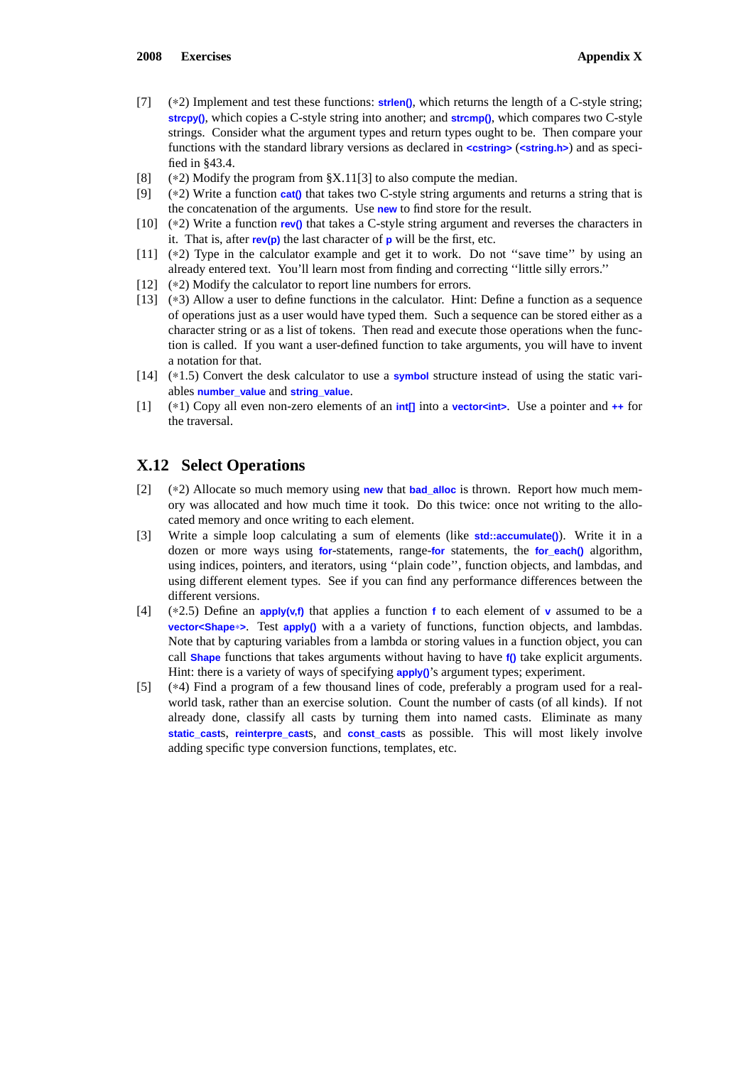[7] (∗2) Implement and test these functions: `strlen()`, which returns the length of a C-style string; `strcpy()`, which copies a C-style string into another; and `strcmp()`, which compares two C-style strings. Consider what the argument types and return types ought to be. Then compare your functions with the standard library versions as declared in `<cstring>` (`<string.h>`) and as specified in §43.4.

[8] (∗2) Modify the program from §X.11[3] to also compute the median.

[9] (∗2) Write a function `cat()` that takes two C-style string arguments and returns a string that is the concatenation of the arguments. Use `new` to find store for the result.

[10] (∗2) Write a function `rev()` that takes a C-style string argument and reverses the characters in it. That is, after `rev(p)` the last character of `p` will be the first, etc.

[11] (∗2) Type in the calculator example and get it to work. Do not ''save time'' by using an already entered text. You'll learn most from finding and correcting ''little silly errors.''

[12] (∗2) Modify the calculator to report line numbers for errors.

[13] (∗3) Allow a user to define functions in the calculator. Hint: Define a function as a sequence of operations just as a user would have typed them. Such a sequence can be stored either as a character string or as a list of tokens. Then read and execute those operations when the function is called. If you want a user-defined function to take arguments, you will have to invent a notation for that.

[14] (∗1.5) Convert the desk calculator to use a `symbol` structure instead of using the static variables `number_value` and `string_value`.

[1] (∗1) Copy all even non-zero elements of an `int[]` into a `vector<int>`. Use a pointer and `++` for the traversal.

## X.12 Select Operations

[2] (∗2) Allocate so much memory using `new` that `bad_alloc` is thrown. Report how much memory was allocated and how much time it took. Do this twice: once not writing to the allocated memory and once writing to each element.

[3] Write a simple loop calculating a sum of elements (like `std::accumulate()`). Write it in a dozen or more ways using `for`-statements, range-`for` statements, the `for_each()` algorithm, using indices, pointers, and iterators, using ''plain code'', function objects, and lambdas, and using different element types. See if you can find any performance differences between the different versions.

[4] (∗2.5) Define an `apply(v,f)` that applies a function `f` to each element of `v` assumed to be a `vector<Shape*>`. Test `apply()` with a a variety of functions, function objects, and lambdas. Note that by capturing variables from a lambda or storing values in a function object, you can call `Shape` functions that takes arguments without having to have `f()` take explicit arguments. Hint: there is a variety of ways of specifying `apply()`'s argument types; experiment.

[5] (∗4) Find a program of a few thousand lines of code, preferably a program used for a real-world task, rather than an exercise solution. Count the number of casts (of all kinds). If not already done, classify all casts by turning them into named casts. Eliminate as many `static_cast`s, `reinterpre_cast`s, and `const_cast`s as possible. This will most likely involve adding specific type conversion functions, templates, etc.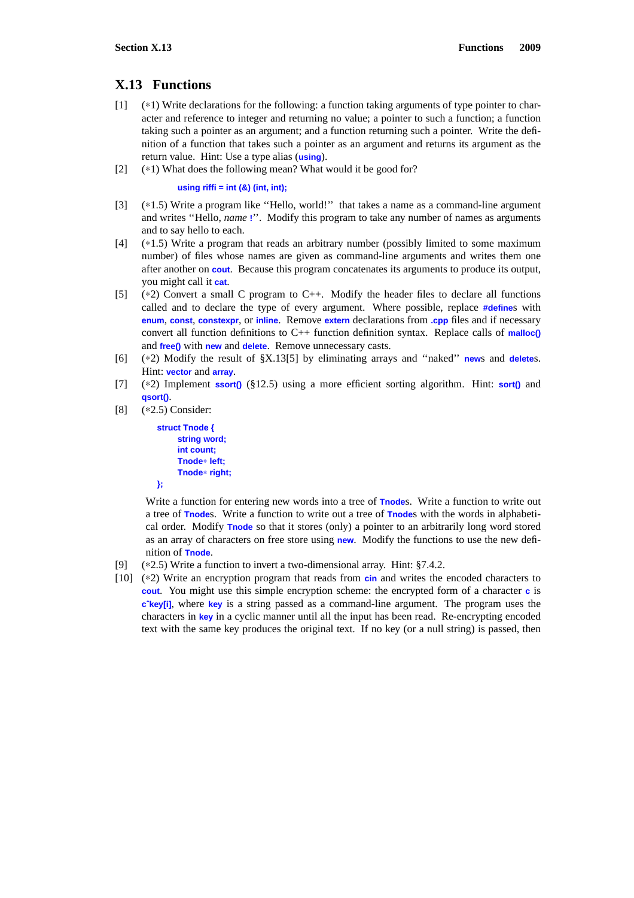## X.13 Functions

[1] (∗1) Write declarations for the following: a function taking arguments of type pointer to character and reference to integer and returning no value; a pointer to such a function; a function taking such a pointer as an argument; and a function returning such a pointer. Write the definition of a function that takes such a pointer as an argument and returns its argument as the return value. Hint: Use a type alias (`using`).

[2] (∗1) What does the following mean? What would it be good for?

```
using riffi = int (&) (int, int);
```

[3] (∗1.5) Write a program like ''Hello, world!'' that takes a name as a command-line argument and writes ''Hello, *name* `!`''. Modify this program to take any number of names as arguments and to say hello to each.

[4] (∗1.5) Write a program that reads an arbitrary number (possibly limited to some maximum number) of files whose names are given as command-line arguments and writes them one after another on `cout`. Because this program concatenates its arguments to produce its output, you might call it `cat`.

[5] (∗2) Convert a small C program to C++. Modify the header files to declare all functions called and to declare the type of every argument. Where possible, replace `#define`s with `enum`, `const`, `constexpr`, or `inline`. Remove `extern` declarations from `.cpp` files and if necessary convert all function definitions to C++ function definition syntax. Replace calls of `malloc()` and `free()` with `new` and `delete`. Remove unnecessary casts.

[6] (∗2) Modify the result of §X.13[5] by eliminating arrays and ''naked'' `new`s and `delete`s. Hint: `vector` and `array`.

[7] (∗2) Implement `ssort()` (§12.5) using a more efficient sorting algorithm. Hint: `sort()` and `qsort()`.

[8] (∗2.5) Consider:

```
struct Tnode {
      string word;
      int count;
      Tnode* left;
      Tnode* right;
};
```

Write a function for entering new words into a tree of `Tnode`s. Write a function to write out a tree of `Tnode`s. Write a function to write out a tree of `Tnode`s with the words in alphabetical order. Modify `Tnode` so that it stores (only) a pointer to an arbitrarily long word stored as an array of characters on free store using `new`. Modify the functions to use the new definition of `Tnode`.

[9] (∗2.5) Write a function to invert a two-dimensional array. Hint: §7.4.2.

[10] (∗2) Write an encryption program that reads from `cin` and writes the encoded characters to `cout`. You might use this simple encryption scheme: the encrypted form of a character `c` is `c^key[i]`, where `key` is a string passed as a command-line argument. The program uses the characters in `key` in a cyclic manner until all the input has been read. Re-encrypting encoded text with the same key produces the original text. If no key (or a null string) is passed, then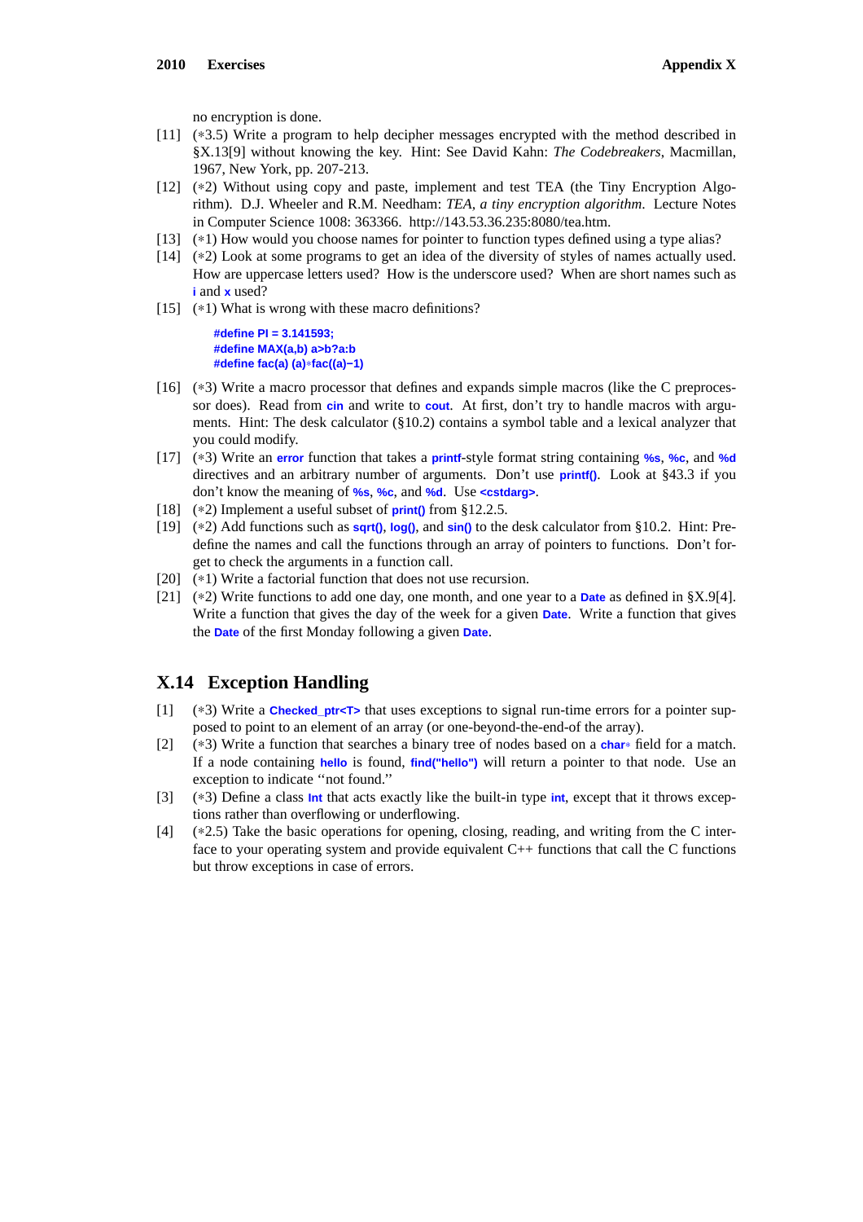no encryption is done.

[11] (∗3.5) Write a program to help decipher messages encrypted with the method described in §X.13[9] without knowing the key. Hint: See David Kahn: *The Codebreakers*, Macmillan, 1967, New York, pp. 207-213.

[12] (∗2) Without using copy and paste, implement and test TEA (the Tiny Encryption Algorithm). D.J. Wheeler and R.M. Needham: *TEA, a tiny encryption algorithm*. Lecture Notes in Computer Science 1008: 363366. http://143.53.36.235:8080/tea.htm.

[13] (∗1) How would you choose names for pointer to function types defined using a type alias?

[14] (∗2) Look at some programs to get an idea of the diversity of styles of names actually used. How are uppercase letters used? How is the underscore used? When are short names such as `i` and `x` used?

[15] (∗1) What is wrong with these macro definitions?

```
#define PI = 3.141593;
#define MAX(a,b) a>b?a:b
#define fac(a) (a)*fac((a)−1)
```

[16] (∗3) Write a macro processor that defines and expands simple macros (like the C preprocessor does). Read from `cin` and write to `cout`. At first, don't try to handle macros with arguments. Hint: The desk calculator (§10.2) contains a symbol table and a lexical analyzer that you could modify.

[17] (∗3) Write an `error` function that takes a `printf`-style format string containing `%s`, `%c`, and `%d` directives and an arbitrary number of arguments. Don't use `printf()`. Look at §43.3 if you don't know the meaning of `%s`, `%c`, and `%d`. Use `<cstdarg>`.

[18] (∗2) Implement a useful subset of `print()` from §12.2.5.

[19] (∗2) Add functions such as `sqrt()`, `log()`, and `sin()` to the desk calculator from §10.2. Hint: Predefine the names and call the functions through an array of pointers to functions. Don't forget to check the arguments in a function call.

[20] (∗1) Write a factorial function that does not use recursion.

[21] (∗2) Write functions to add one day, one month, and one year to a `Date` as defined in §X.9[4]. Write a function that gives the day of the week for a given `Date`. Write a function that gives the `Date` of the first Monday following a given `Date`.

## X.14 Exception Handling

[1] (∗3) Write a `Checked_ptr<T>` that uses exceptions to signal run-time errors for a pointer supposed to point to an element of an array (or one-beyond-the-end-of the array).

[2] (∗3) Write a function that searches a binary tree of nodes based on a `char*` field for a match. If a node containing `hello` is found, `find("hello")` will return a pointer to that node. Use an exception to indicate "not found."

[3] (∗3) Define a class `Int` that acts exactly like the built-in type `int`, except that it throws exceptions rather than overflowing or underflowing.

[4] (∗2.5) Take the basic operations for opening, closing, reading, and writing from the C interface to your operating system and provide equivalent C++ functions that call the C functions but throw exceptions in case of errors.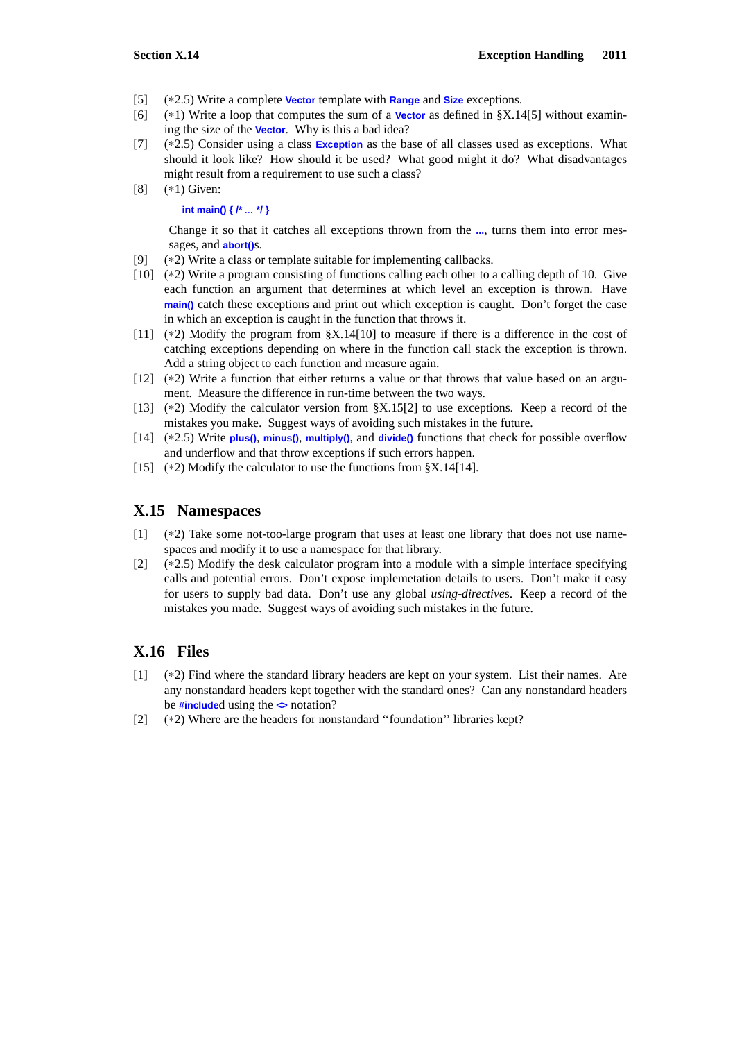[5] (∗2.5) Write a complete `Vector` template with `Range` and `Size` exceptions.

[6] (∗1) Write a loop that computes the sum of a `Vector` as defined in §X.14[5] without examining the size of the `Vector`. Why is this a bad idea?

[7] (∗2.5) Consider using a class `Exception` as the base of all classes used as exceptions. What should it look like? How should it be used? What good might it do? What disadvantages might result from a requirement to use such a class?

[8] (∗1) Given:

```
int main() { /* ... */ }
```

Change it so that it catches all exceptions thrown from the `...`, turns them into error messages, and `abort()`s.

[9] (∗2) Write a class or template suitable for implementing callbacks.

[10] (∗2) Write a program consisting of functions calling each other to a calling depth of 10. Give each function an argument that determines at which level an exception is thrown. Have `main()` catch these exceptions and print out which exception is caught. Don't forget the case in which an exception is caught in the function that throws it.

[11] (∗2) Modify the program from §X.14[10] to measure if there is a difference in the cost of catching exceptions depending on where in the function call stack the exception is thrown. Add a string object to each function and measure again.

[12] (∗2) Write a function that either returns a value or that throws that value based on an argument. Measure the difference in run-time between the two ways.

[13] (∗2) Modify the calculator version from §X.15[2] to use exceptions. Keep a record of the mistakes you make. Suggest ways of avoiding such mistakes in the future.

[14] (∗2.5) Write `plus()`, `minus()`, `multiply()`, and `divide()` functions that check for possible overflow and underflow and that throw exceptions if such errors happen.

[15] (∗2) Modify the calculator to use the functions from §X.14[14].

## X.15 Namespaces

[1] (∗2) Take some not-too-large program that uses at least one library that does not use namespaces and modify it to use a namespace for that library.

[2] (∗2.5) Modify the desk calculator program into a module with a simple interface specifying calls and potential errors. Don't expose implemetation details to users. Don't make it easy for users to supply bad data. Don't use any global *using-directive*s. Keep a record of the mistakes you made. Suggest ways of avoiding such mistakes in the future.

## X.16 Files

[1] (∗2) Find where the standard library headers are kept on your system. List their names. Are any nonstandard headers kept together with the standard ones? Can any nonstandard headers be `#include`d using the `<>` notation?

[2] (∗2) Where are the headers for nonstandard ''foundation'' libraries kept?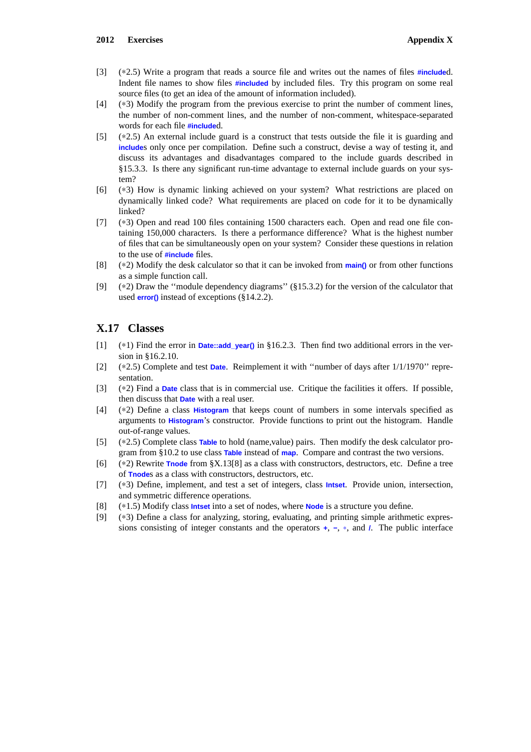[3] (∗2.5) Write a program that reads a source file and writes out the names of files `#include`d. Indent file names to show files `#include`d by included files. Try this program on some real source files (to get an idea of the amount of information included).

[4] (∗3) Modify the program from the previous exercise to print the number of comment lines, the number of non-comment lines, and the number of non-comment, whitespace-separated words for each file `#include`d.

[5] (∗2.5) An external include guard is a construct that tests outside the file it is guarding and `include`s only once per compilation. Define such a construct, devise a way of testing it, and discuss its advantages and disadvantages compared to the include guards described in §15.3.3. Is there any significant run-time advantage to external include guards on your system?

[6] (∗3) How is dynamic linking achieved on your system? What restrictions are placed on dynamically linked code? What requirements are placed on code for it to be dynamically linked?

[7] (∗3) Open and read 100 files containing 1500 characters each. Open and read one file containing 150,000 characters. Is there a performance difference? What is the highest number of files that can be simultaneously open on your system? Consider these questions in relation to the use of `#include` files.

[8] (∗2) Modify the desk calculator so that it can be invoked from `main()` or from other functions as a simple function call.

[9] (∗2) Draw the ''module dependency diagrams'' (§15.3.2) for the version of the calculator that used `error()` instead of exceptions (§14.2.2).

## X.17 Classes

[1] (∗1) Find the error in `Date::add_year()` in §16.2.3. Then find two additional errors in the version in §16.2.10.

[2] (∗2.5) Complete and test `Date`. Reimplement it with ''number of days after 1/1/1970'' representation.

[3] (∗2) Find a `Date` class that is in commercial use. Critique the facilities it offers. If possible, then discuss that `Date` with a real user.

[4] (∗2) Define a class `Histogram` that keeps count of numbers in some intervals specified as arguments to `Histogram`'s constructor. Provide functions to print out the histogram. Handle out-of-range values.

[5] (∗2.5) Complete class `Table` to hold (name,value) pairs. Then modify the desk calculator program from §10.2 to use class `Table` instead of `map`. Compare and contrast the two versions.

[6] (∗2) Rewrite `Tnode` from §X.13[8] as a class with constructors, destructors, etc. Define a tree of `Tnode`s as a class with constructors, destructors, etc.

[7] (∗3) Define, implement, and test a set of integers, class `Intset`. Provide union, intersection, and symmetric difference operations.

[8] (∗1.5) Modify class `Intset` into a set of nodes, where `Node` is a structure you define.

[9] (∗3) Define a class for analyzing, storing, evaluating, and printing simple arithmetic expressions consisting of integer constants and the operators `+`, `-`, `*`, and `/`. The public interface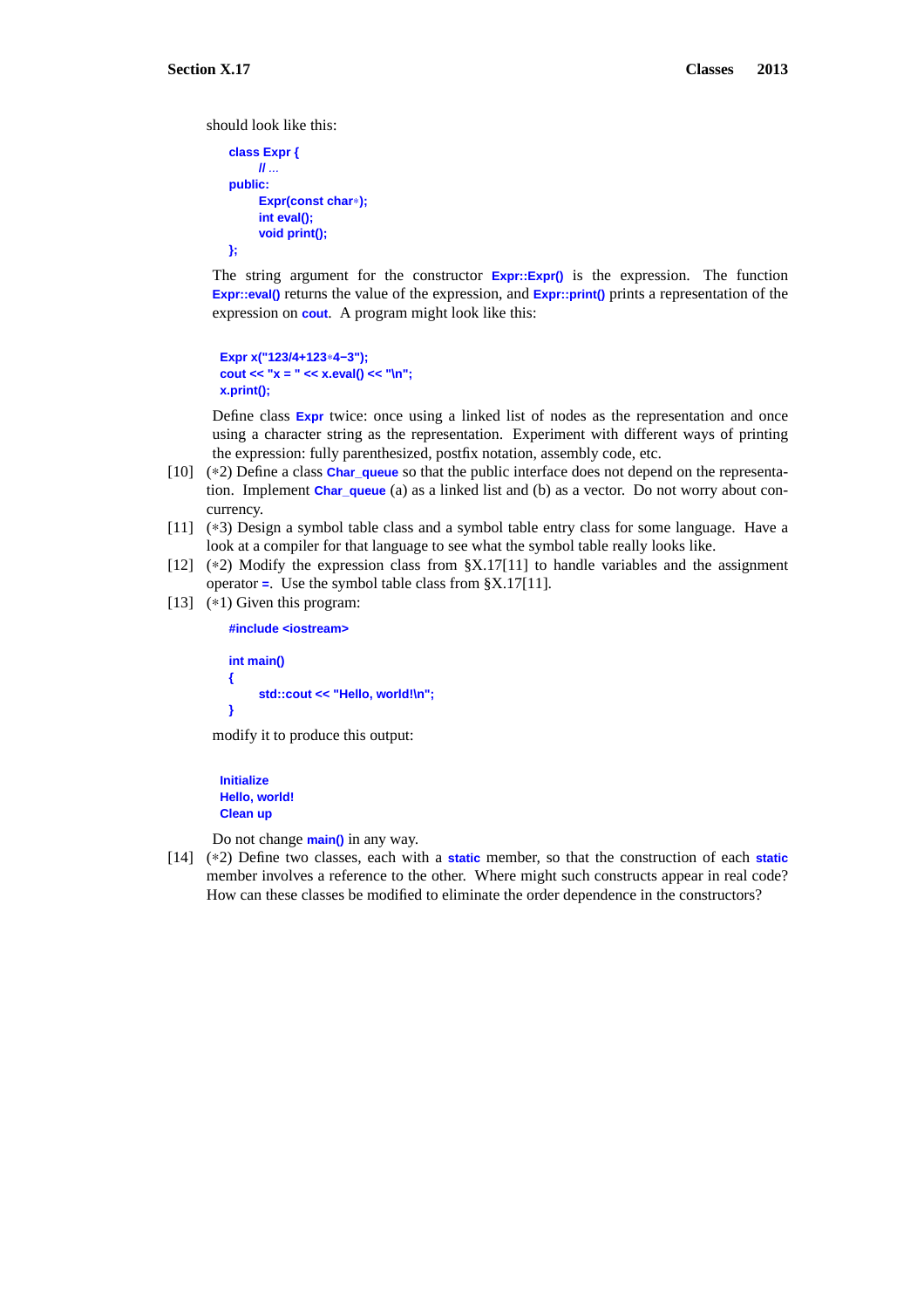should look like this:

```
class Expr {
        // ...
public:
        Expr(const char*);
        int eval();
        void print();
};
```

The string argument for the constructor `Expr::Expr()` is the expression. The function `Expr::eval()` returns the value of the expression, and `Expr::print()` prints a representation of the expression on `cout`. A program might look like this:

```
Expr x("123/4+123*4−3");
cout << "x = " << x.eval() << "\n";
x.print();
```

Define class `Expr` twice: once using a linked list of nodes as the representation and once using a character string as the representation. Experiment with different ways of printing the expression: fully parenthesized, postfix notation, assembly code, etc.

[10] (*2) Define a class `Char_queue` so that the public interface does not depend on the representation. Implement `Char_queue` (a) as a linked list and (b) as a vector. Do not worry about concurrency.

[11] (*3) Design a symbol table class and a symbol table entry class for some language. Have a look at a compiler for that language to see what the symbol table really looks like.

[12] (*2) Modify the expression class from §X.17[11] to handle variables and the assignment operator `=`. Use the symbol table class from §X.17[11].

[13] (*1) Given this program:

```
#include <iostream>

int main()
{
        std::cout << "Hello, world!\n";
}
```

modify it to produce this output:

```
Initialize
Hello, world!
Clean up
```

Do not change `main()` in any way.

[14] (*2) Define two classes, each with a `static` member, so that the construction of each `static` member involves a reference to the other. Where might such constructs appear in real code? How can these classes be modified to eliminate the order dependence in the constructors?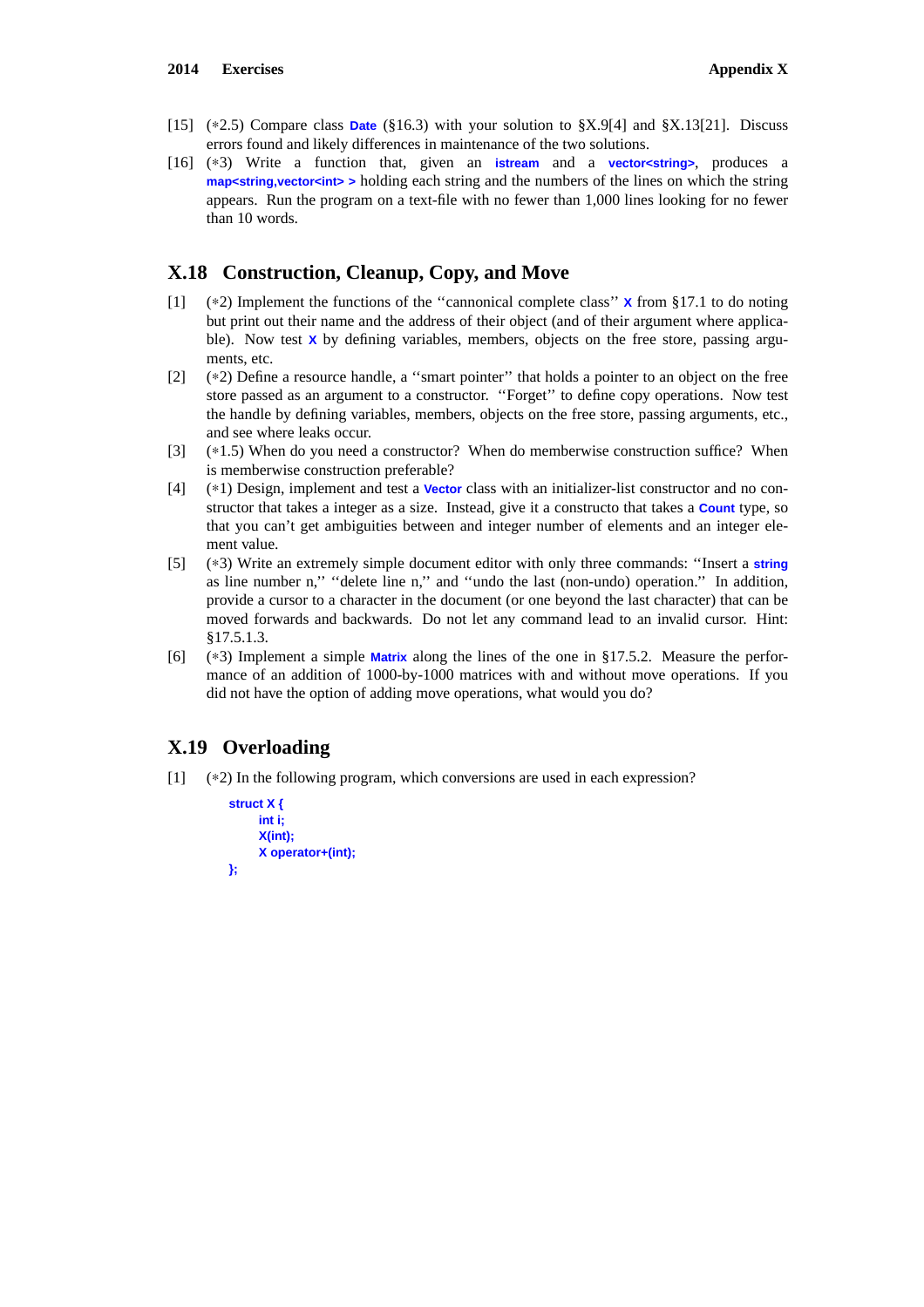[15] (∗2.5) Compare class `Date` (§16.3) with your solution to §X.9[4] and §X.13[21]. Discuss errors found and likely differences in maintenance of the two solutions.

[16] (∗3) Write a function that, given an `istream` and a `vector<string>`, produces a `map<string,vector<int> >` holding each string and the numbers of the lines on which the string appears. Run the program on a text-file with no fewer than 1,000 lines looking for no fewer than 10 words.

## X.18 Construction, Cleanup, Copy, and Move

[1] (∗2) Implement the functions of the ''cannonical complete class'' `X` from §17.1 to do noting but print out their name and the address of their object (and of their argument where applicable). Now test `X` by defining variables, members, objects on the free store, passing arguments, etc.

[2] (∗2) Define a resource handle, a ''smart pointer'' that holds a pointer to an object on the free store passed as an argument to a constructor. ''Forget'' to define copy operations. Now test the handle by defining variables, members, objects on the free store, passing arguments, etc., and see where leaks occur.

[3] (∗1.5) When do you need a constructor? When do memberwise construction suffice? When is memberwise construction preferable?

[4] (∗1) Design, implement and test a `Vector` class with an initializer-list constructor and no constructor that takes a integer as a size. Instead, give it a constructo that takes a `Count` type, so that you can't get ambiguities between and integer number of elements and an integer element value.

[5] (∗3) Write an extremely simple document editor with only three commands: ''Insert a `string` as line number n,'' ''delete line n,'' and ''undo the last (non-undo) operation.'' In addition, provide a cursor to a character in the document (or one beyond the last character) that can be moved forwards and backwards. Do not let any command lead to an invalid cursor. Hint: §17.5.1.3.

[6] (∗3) Implement a simple `Matrix` along the lines of the one in §17.5.2. Measure the performance of an addition of 1000-by-1000 matrices with and without move operations. If you did not have the option of adding move operations, what would you do?

## X.19 Overloading

[1] (∗2) In the following program, which conversions are used in each expression?

```
struct X {
      int i;
      X(int);
      X operator+(int);
};
```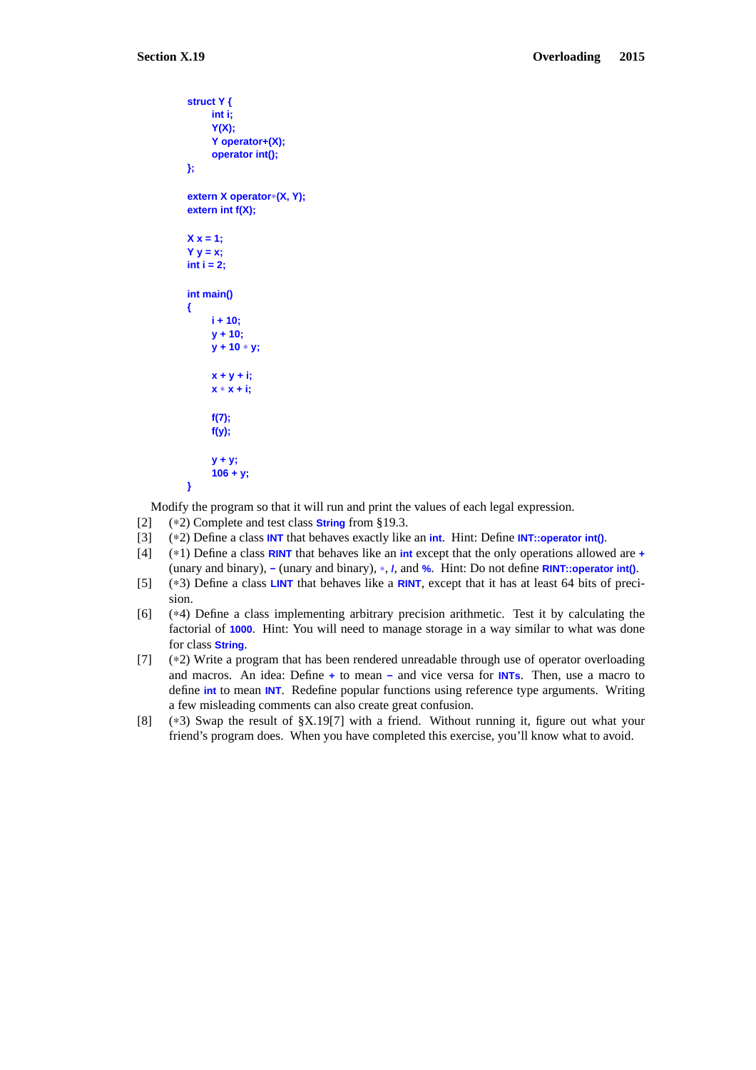```
struct Y {
      int i;
      Y(X);
      Y operator+(X);
      operator int();
};

extern X operator*(X, Y);
extern int f(X);

X x = 1;
Y y = x;
int i = 2;

int main()
{
      i + 10;
      y + 10;
      y + 10 * y;

      x + y + i;
      x * x + i;

      f(7);
      f(y);

      y + y;
      106 + y;
}
```

Modify the program so that it will run and print the values of each legal expression.

[2] (*2) Complete and test class `String` from §19.3.

[3] (*2) Define a class `INT` that behaves exactly like an `int`. Hint: Define `INT::operator int()`.

[4] (*1) Define a class `RINT` that behaves like an `int` except that the only operations allowed are `+` (unary and binary), `-` (unary and binary), `*`, `/`, and `%`. Hint: Do not define `RINT::operator int()`.

[5] (*3) Define a class `LINT` that behaves like a `RINT`, except that it has at least 64 bits of precision.

[6] (*4) Define a class implementing arbitrary precision arithmetic. Test it by calculating the factorial of `1000`. Hint: You will need to manage storage in a way similar to what was done for class `String`.

[7] (*2) Write a program that has been rendered unreadable through use of operator overloading and macros. An idea: Define `+` to mean `-` and vice versa for `INT`s. Then, use a macro to define `int` to mean `INT`. Redefine popular functions using reference type arguments. Writing a few misleading comments can also create great confusion.

[8] (*3) Swap the result of §X.19[7] with a friend. Without running it, figure out what your friend's program does. When you have completed this exercise, you'll know what to avoid.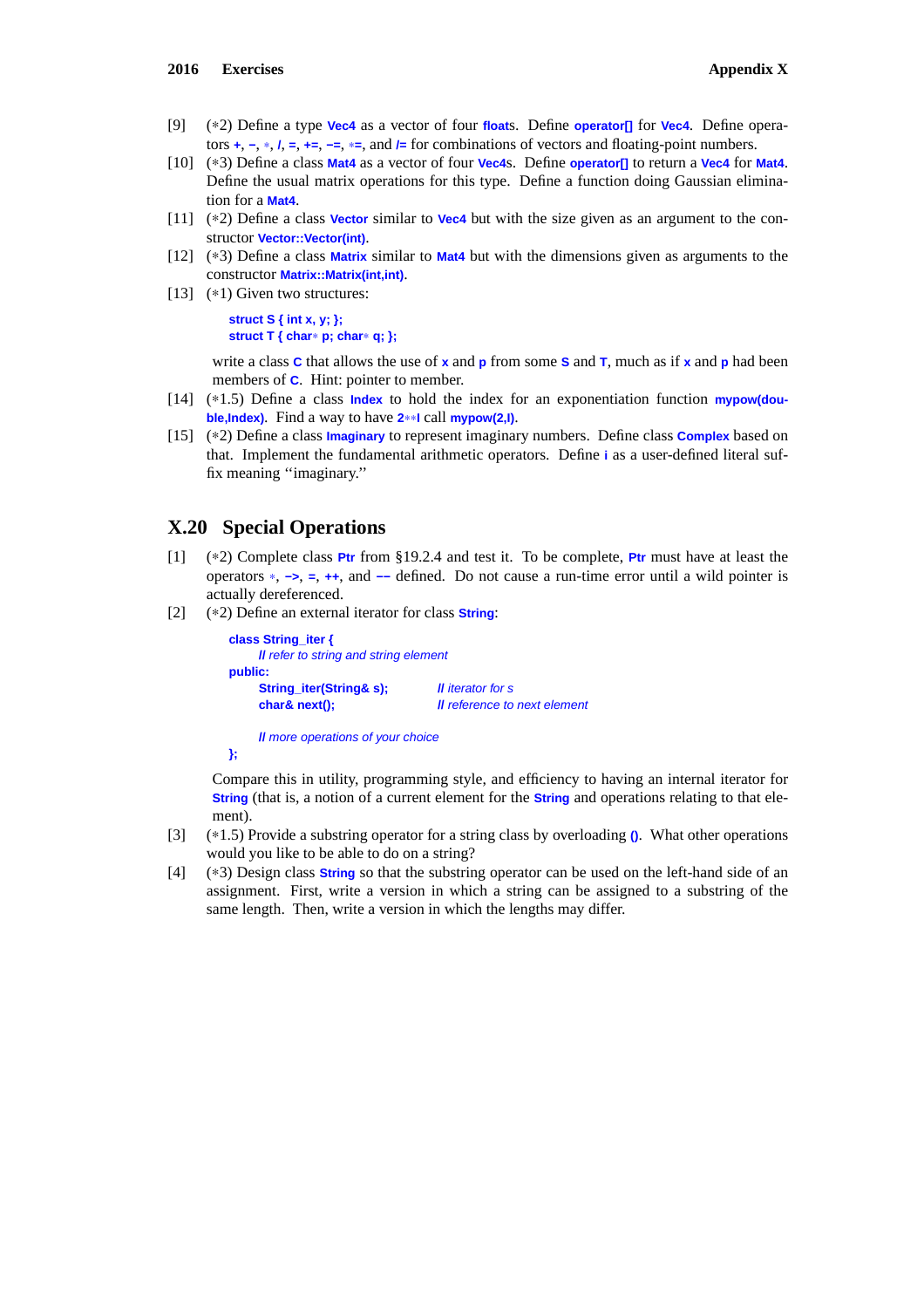[9] (∗2) Define a type **Vec4** as a vector of four **float**s. Define **operator[]** for **Vec4**. Define operators **+**, **−**, **∗**, **/**, **=**, **+=**, **−=**, **∗=**, and **/=** for combinations of vectors and floating-point numbers.

[10] (∗3) Define a class **Mat4** as a vector of four **Vec4**s. Define **operator[]** to return a **Vec4** for **Mat4**. Define the usual matrix operations for this type. Define a function doing Gaussian elimination for a **Mat4**.

[11] (∗2) Define a class **Vector** similar to **Vec4** but with the size given as an argument to the constructor **Vector::Vector(int)**.

[12] (∗3) Define a class **Matrix** similar to **Mat4** but with the dimensions given as arguments to the constructor **Matrix::Matrix(int,int)**.

[13] (∗1) Given two structures:

```
struct S { int x, y; };
struct T { char* p; char* q; };
```

write a class **C** that allows the use of **x** and **p** from some **S** and **T**, much as if **x** and **p** had been members of **C**. Hint: pointer to member.

[14] (∗1.5) Define a class **Index** to hold the index for an exponentiation function **mypow(double,Index)**. Find a way to have **2∗∗I** call **mypow(2,I)**.

[15] (∗2) Define a class **Imaginary** to represent imaginary numbers. Define class **Complex** based on that. Implement the fundamental arithmetic operators. Define **i** as a user-defined literal suffix meaning ''imaginary.''

## X.20 Special Operations

[1] (∗2) Complete class **Ptr** from §19.2.4 and test it. To be complete, **Ptr** must have at least the operators **∗**, **−>**, **=**, **++**, and **−−** defined. Do not cause a run-time error until a wild pointer is actually dereferenced.

[2] (∗2) Define an external iterator for class **String**:

```
class String_iter {
      // refer to string and string element
public:
      String_iter(String& s);        // iterator for s
      char& next();                  // reference to next element

      // more operations of your choice
};
```

Compare this in utility, programming style, and efficiency to having an internal iterator for **String** (that is, a notion of a current element for the **String** and operations relating to that element).

[3] (∗1.5) Provide a substring operator for a string class by overloading **()**. What other operations would you like to be able to do on a string?

[4] (∗3) Design class **String** so that the substring operator can be used on the left-hand side of an assignment. First, write a version in which a string can be assigned to a substring of the same length. Then, write a version in which the lengths may differ.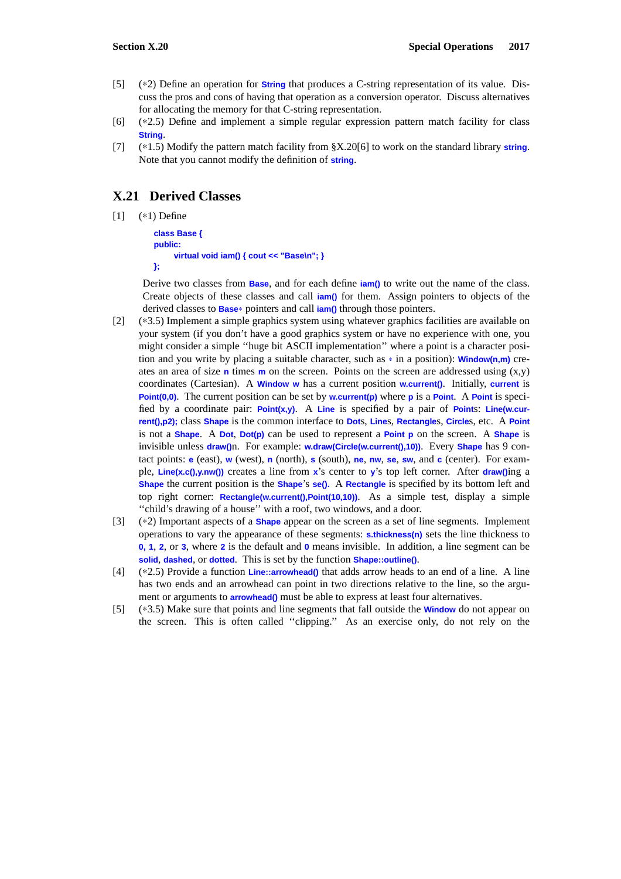[5] (∗2) Define an operation for `String` that produces a C-string representation of its value. Discuss the pros and cons of having that operation as a conversion operator. Discuss alternatives for allocating the memory for that C-string representation.

[6] (∗2.5) Define and implement a simple regular expression pattern match facility for class `String`.

[7] (∗1.5) Modify the pattern match facility from §X.20[6] to work on the standard library `string`. Note that you cannot modify the definition of `string`.

## X.21 Derived Classes

[1] (∗1) Define

```
class Base {
public:
        virtual void iam() { cout << "Base\n"; }
};
```

Derive two classes from `Base`, and for each define `iam()` to write out the name of the class. Create objects of these classes and call `iam()` for them. Assign pointers to objects of the derived classes to `Base*` pointers and call `iam()` through those pointers.

[2] (∗3.5) Implement a simple graphics system using whatever graphics facilities are available on your system (if you don't have a good graphics system or have no experience with one, you might consider a simple ''huge bit ASCII implementation'' where a point is a character position and you write by placing a suitable character, such as `*` in a position): `Window(n,m)` creates an area of size `n` times `m` on the screen. Points on the screen are addressed using (x,y) coordinates (Cartesian). A `Window w` has a current position `w.current()`. Initially, `current` is `Point(0,0)`. The current position can be set by `w.current(p)` where `p` is a `Point`. A `Point` is specified by a coordinate pair: `Point(x,y)`. A `Line` is specified by a pair of `Point`s: `Line(w.current(),p2);` class `Shape` is the common interface to `Dot`s, `Line`s, `Rectangle`s, `Circle`s, etc. A `Point` is not a `Shape`. A `Dot`, `Dot(p)` can be used to represent a `Point p` on the screen. A `Shape` is invisible unless `draw()`n. For example: `w.draw(Circle(w.current(),10))`. Every `Shape` has 9 contact points: `e` (east), `w` (west), `n` (north), `s` (south), `ne`, `nw`, `se`, `sw`, and `c` (center). For example, `Line(x.c(),y.nw())` creates a line from `x`'s center to `y`'s top left corner. After `draw()`ing a `Shape` the current position is the `Shape`'s `se()`. A `Rectangle` is specified by its bottom left and top right corner: `Rectangle(w.current(),Point(10,10))`. As a simple test, display a simple ''child's drawing of a house'' with a roof, two windows, and a door.

[3] (∗2) Important aspects of a `Shape` appear on the screen as a set of line segments. Implement operations to vary the appearance of these segments: `s.thickness(n)` sets the line thickness to `0`, `1`, `2`, or `3`, where `2` is the default and `0` means invisible. In addition, a line segment can be `solid`, `dashed`, or `dotted`. This is set by the function `Shape::outline()`.

[4] (∗2.5) Provide a function `Line::arrowhead()` that adds arrow heads to an end of a line. A line has two ends and an arrowhead can point in two directions relative to the line, so the argument or arguments to `arrowhead()` must be able to express at least four alternatives.

[5] (∗3.5) Make sure that points and line segments that fall outside the `Window` do not appear on the screen. This is often called ''clipping.'' As an exercise only, do not rely on the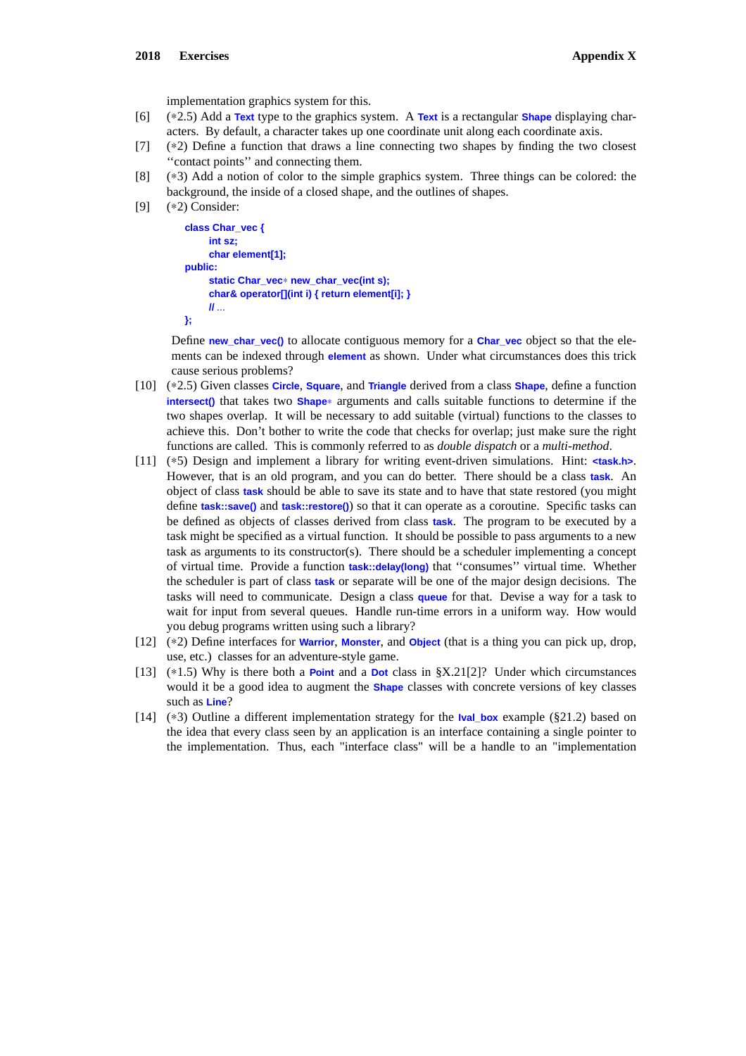implementation graphics system for this.

[6] (*2.5) Add a Text type to the graphics system. A Text is a rectangular Shape displaying characters. By default, a character takes up one coordinate unit along each coordinate axis.

[7] (*2) Define a function that draws a line connecting two shapes by finding the two closest ‘‘contact points’’ and connecting them.

[8] (*3) Add a notion of color to the simple graphics system. Three things can be colored: the background, the inside of a closed shape, and the outlines of shapes.

[9] (*2) Consider:

```
class Char_vec {
        int sz;
        char element[1];
public:
        static Char_vec* new_char_vec(int s);
        char& operator[](int i) { return element[i]; }
        // ...
};
```

Define new_char_vec() to allocate contiguous memory for a Char_vec object so that the elements can be indexed through element as shown. Under what circumstances does this trick cause serious problems?

[10] (*2.5) Given classes Circle, Square, and Triangle derived from a class Shape, define a function intersect() that takes two Shape* arguments and calls suitable functions to determine if the two shapes overlap. It will be necessary to add suitable (virtual) functions to the classes to achieve this. Don’t bother to write the code that checks for overlap; just make sure the right functions are called. This is commonly referred to as *double dispatch* or a *multi-method*.

[11] (*5) Design and implement a library for writing event-driven simulations. Hint: <task.h>. However, that is an old program, and you can do better. There should be a class task. An object of class task should be able to save its state and to have that state restored (you might define task::save() and task::restore()) so that it can operate as a coroutine. Specific tasks can be defined as objects of classes derived from class task. The program to be executed by a task might be specified as a virtual function. It should be possible to pass arguments to a new task as arguments to its constructor(s). There should be a scheduler implementing a concept of virtual time. Provide a function task::delay(long) that ‘‘consumes’’ virtual time. Whether the scheduler is part of class task or separate will be one of the major design decisions. The tasks will need to communicate. Design a class queue for that. Devise a way for a task to wait for input from several queues. Handle run-time errors in a uniform way. How would you debug programs written using such a library?

[12] (*2) Define interfaces for Warrior, Monster, and Object (that is a thing you can pick up, drop, use, etc.) classes for an adventure-style game.

[13] (*1.5) Why is there both a Point and a Dot class in §X.21[2]? Under which circumstances would it be a good idea to augment the Shape classes with concrete versions of key classes such as Line?

[14] (*3) Outline a different implementation strategy for the Ival_box example (§21.2) based on the idea that every class seen by an application is an interface containing a single pointer to the implementation. Thus, each "interface class" will be a handle to an "implementation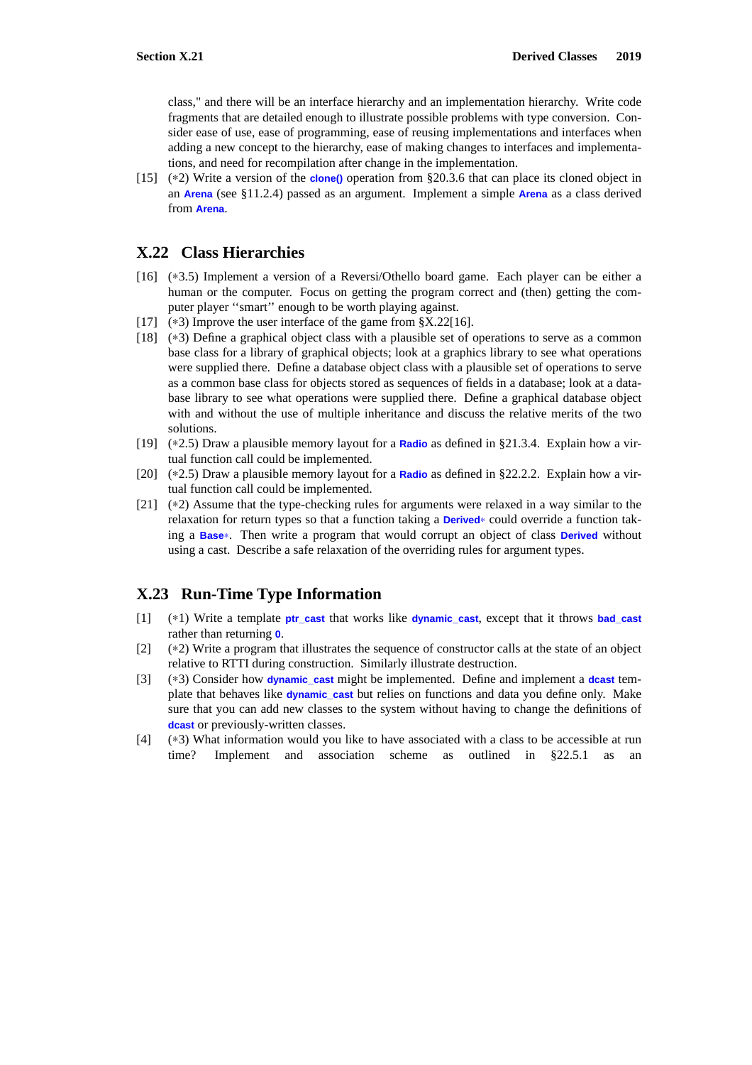class," and there will be an interface hierarchy and an implementation hierarchy. Write code fragments that are detailed enough to illustrate possible problems with type conversion. Consider ease of use, ease of programming, ease of reusing implementations and interfaces when adding a new concept to the hierarchy, ease of making changes to interfaces and implementations, and need for recompilation after change in the implementation.

[15] (∗2) Write a version of the `clone()` operation from §20.3.6 that can place its cloned object in an `Arena` (see §11.2.4) passed as an argument. Implement a simple `Arena` as a class derived from `Arena`.

## X.22 Class Hierarchies

[16] (∗3.5) Implement a version of a Reversi/Othello board game. Each player can be either a human or the computer. Focus on getting the program correct and (then) getting the computer player ''smart'' enough to be worth playing against.

[17] (∗3) Improve the user interface of the game from §X.22[16].

[18] (∗3) Define a graphical object class with a plausible set of operations to serve as a common base class for a library of graphical objects; look at a graphics library to see what operations were supplied there. Define a database object class with a plausible set of operations to serve as a common base class for objects stored as sequences of fields in a database; look at a database library to see what operations were supplied there. Define a graphical database object with and without the use of multiple inheritance and discuss the relative merits of the two solutions.

[19] (∗2.5) Draw a plausible memory layout for a `Radio` as defined in §21.3.4. Explain how a virtual function call could be implemented.

[20] (∗2.5) Draw a plausible memory layout for a `Radio` as defined in §22.2.2. Explain how a virtual function call could be implemented.

[21] (∗2) Assume that the type-checking rules for arguments were relaxed in a way similar to the relaxation for return types so that a function taking a `Derived*` could override a function taking a `Base*`. Then write a program that would corrupt an object of class `Derived` without using a cast. Describe a safe relaxation of the overriding rules for argument types.

## X.23 Run-Time Type Information

[1] (∗1) Write a template `ptr_cast` that works like `dynamic_cast`, except that it throws `bad_cast` rather than returning `0`.

[2] (∗2) Write a program that illustrates the sequence of constructor calls at the state of an object relative to RTTI during construction. Similarly illustrate destruction.

[3] (∗3) Consider how `dynamic_cast` might be implemented. Define and implement a `dcast` template that behaves like `dynamic_cast` but relies on functions and data you define only. Make sure that you can add new classes to the system without having to change the definitions of `dcast` or previously-written classes.

[4] (∗3) What information would you like to have associated with a class to be accessible at run time? Implement and association scheme as outlined in §22.5.1 as an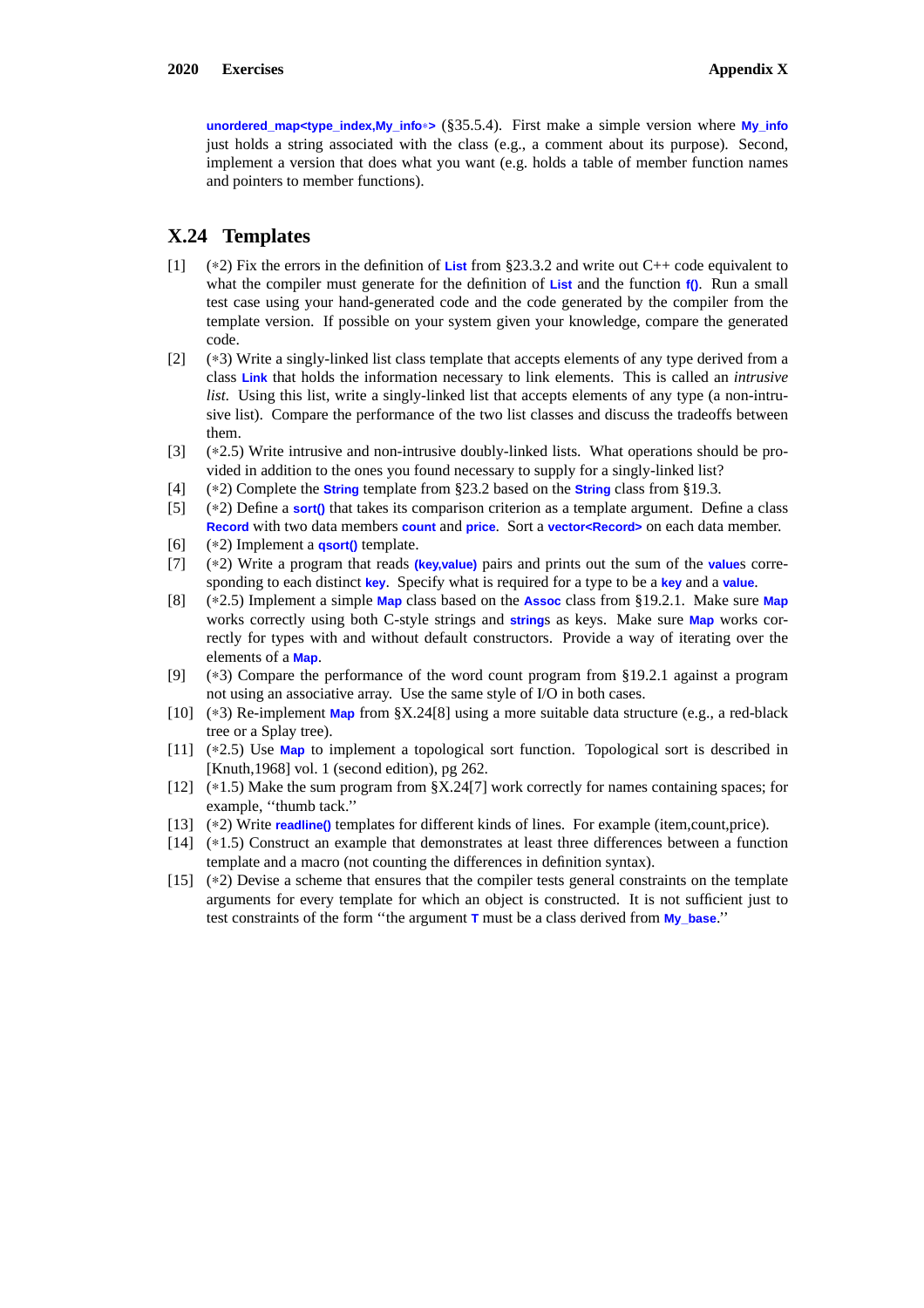**unordered_map<type_index,My_info*>** (§35.5.4). First make a simple version where **My_info** just holds a string associated with the class (e.g., a comment about its purpose). Second, implement a version that does what you want (e.g. holds a table of member function names and pointers to member functions).

## X.24 Templates

[1] (*2) Fix the errors in the definition of **List** from §23.3.2 and write out C++ code equivalent to what the compiler must generate for the definition of **List** and the function **f()**. Run a small test case using your hand-generated code and the code generated by the compiler from the template version. If possible on your system given your knowledge, compare the generated code.

[2] (*3) Write a singly-linked list class template that accepts elements of any type derived from a class **Link** that holds the information necessary to link elements. This is called an *intrusive list*. Using this list, write a singly-linked list that accepts elements of any type (a non-intrusive list). Compare the performance of the two list classes and discuss the tradeoffs between them.

[3] (*2.5) Write intrusive and non-intrusive doubly-linked lists. What operations should be provided in addition to the ones you found necessary to supply for a singly-linked list?

[4] (*2) Complete the **String** template from §23.2 based on the **String** class from §19.3.

[5] (*2) Define a **sort()** that takes its comparison criterion as a template argument. Define a class **Record** with two data members **count** and **price**. Sort a **vector<Record>** on each data member.

[6] (*2) Implement a **qsort()** template.

[7] (*2) Write a program that reads **(key,value)** pairs and prints out the sum of the **value**s corresponding to each distinct **key**. Specify what is required for a type to be a **key** and a **value**.

[8] (*2.5) Implement a simple **Map** class based on the **Assoc** class from §19.2.1. Make sure **Map** works correctly using both C-style strings and **string**s as keys. Make sure **Map** works correctly for types with and without default constructors. Provide a way of iterating over the elements of a **Map**.

[9] (*3) Compare the performance of the word count program from §19.2.1 against a program not using an associative array. Use the same style of I/O in both cases.

[10] (*3) Re-implement **Map** from §X.24[8] using a more suitable data structure (e.g., a red-black tree or a Splay tree).

[11] (*2.5) Use **Map** to implement a topological sort function. Topological sort is described in [Knuth,1968] vol. 1 (second edition), pg 262.

[12] (*1.5) Make the sum program from §X.24[7] work correctly for names containing spaces; for example, ''thumb tack.''

[13] (*2) Write **readline()** templates for different kinds of lines. For example (item,count,price).

[14] (*1.5) Construct an example that demonstrates at least three differences between a function template and a macro (not counting the differences in definition syntax).

[15] (*2) Devise a scheme that ensures that the compiler tests general constraints on the template arguments for every template for which an object is constructed. It is not sufficient just to test constraints of the form ''the argument **T** must be a class derived from **My_base**.''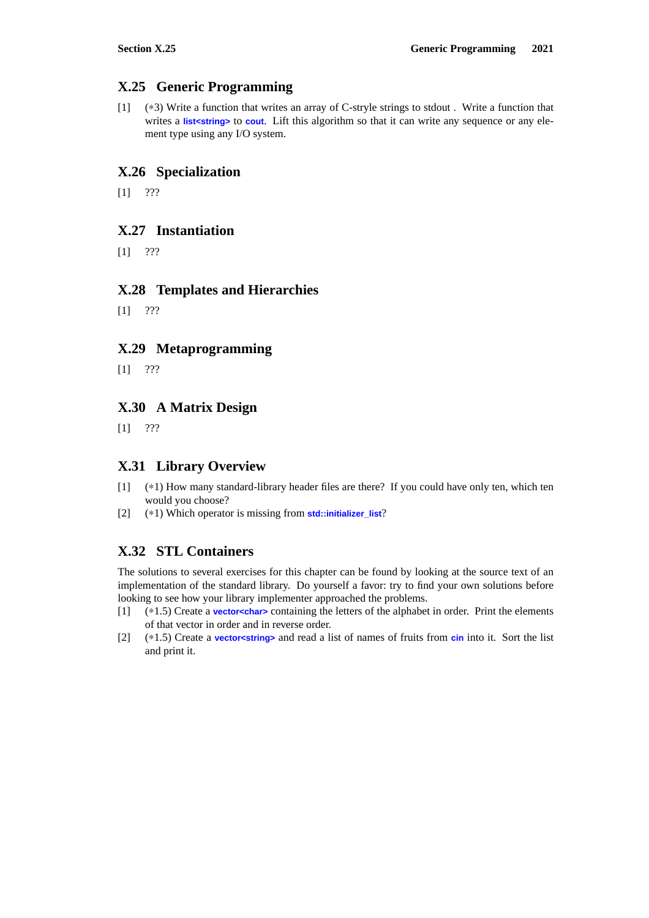## X.25 Generic Programming

[1] (∗3) Write a function that writes an array of C-stryle strings to stdout . Write a function that writes a `list<string>` to `cout`. Lift this algorithm so that it can write any sequence or any element type using any I/O system.

## X.26 Specialization

[1] ???

## X.27 Instantiation

[1] ???

## X.28 Templates and Hierarchies

[1] ???

## X.29 Metaprogramming

[1] ???

## X.30 A Matrix Design

[1] ???

## X.31 Library Overview

[1] (∗1) How many standard-library header files are there? If you could have only ten, which ten would you choose?

[2] (∗1) Which operator is missing from `std::initializer_list`?

## X.32 STL Containers

The solutions to several exercises for this chapter can be found by looking at the source text of an implementation of the standard library. Do yourself a favor: try to find your own solutions before looking to see how your library implementer approached the problems.

[1] (∗1.5) Create a `vector<char>` containing the letters of the alphabet in order. Print the elements of that vector in order and in reverse order.

[2] (∗1.5) Create a `vector<string>` and read a list of names of fruits from `cin` into it. Sort the list and print it.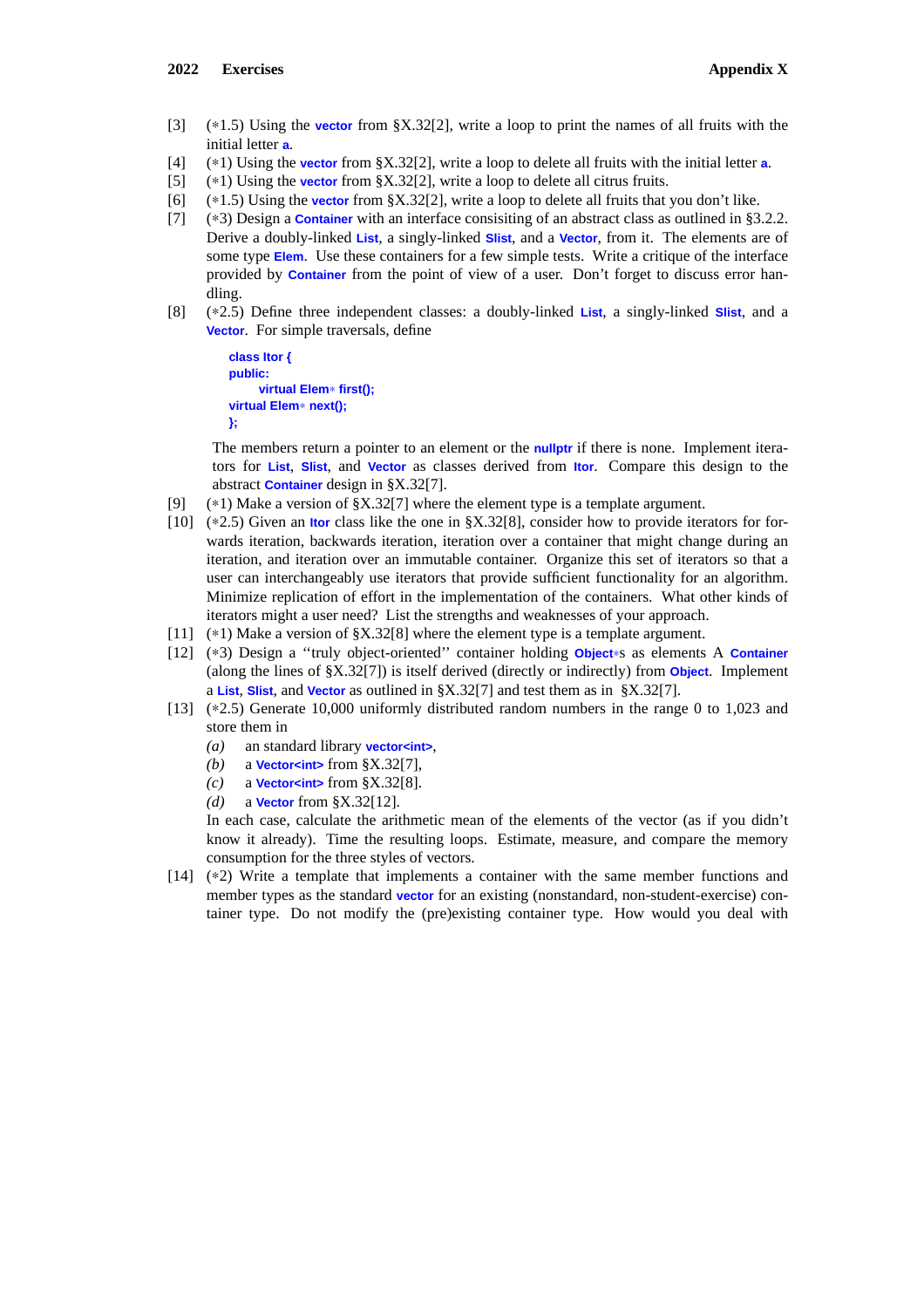[3] (∗1.5) Using the `vector` from §X.32[2], write a loop to print the names of all fruits with the initial letter `a`.

[4] (∗1) Using the `vector` from §X.32[2], write a loop to delete all fruits with the initial letter `a`.

[5] (∗1) Using the `vector` from §X.32[2], write a loop to delete all citrus fruits.

[6] (∗1.5) Using the `vector` from §X.32[2], write a loop to delete all fruits that you don't like.

[7] (∗3) Design a `Container` with an interface consisiting of an abstract class as outlined in §3.2.2. Derive a doubly-linked `List`, a singly-linked `Slist`, and a `Vector`, from it. The elements are of some type `Elem`. Use these containers for a few simple tests. Write a critique of the interface provided by `Container` from the point of view of a user. Don't forget to discuss error handling.

[8] (∗2.5) Define three independent classes: a doubly-linked `List`, a singly-linked `Slist`, and a `Vector`. For simple traversals, define

```
class Itor {
public:
      virtual Elem∗ first();
virtual Elem∗ next();
};
```

The members return a pointer to an element or the `nullptr` if there is none. Implement iterators for `List`, `Slist`, and `Vector` as classes derived from `Itor`. Compare this design to the abstract `Container` design in §X.32[7].

[9] (∗1) Make a version of §X.32[7] where the element type is a template argument.

[10] (∗2.5) Given an `Itor` class like the one in §X.32[8], consider how to provide iterators for forwards iteration, backwards iteration, iteration over a container that might change during an iteration, and iteration over an immutable container. Organize this set of iterators so that a user can interchangeably use iterators that provide sufficient functionality for an algorithm. Minimize replication of effort in the implementation of the containers. What other kinds of iterators might a user need? List the strengths and weaknesses of your approach.

[11] (∗1) Make a version of §X.32[8] where the element type is a template argument.

[12] (∗3) Design a ''truly object-oriented'' container holding `Object∗`s as elements A `Container` (along the lines of §X.32[7]) is itself derived (directly or indirectly) from `Object`. Implement a `List`, `Slist`, and `Vector` as outlined in §X.32[7] and test them as in §X.32[7].

[13] (∗2.5) Generate 10,000 uniformly distributed random numbers in the range 0 to 1,023 and store them in

*(a)* an standard library `vector<int>`,

*(b)* a `Vector<int>` from §X.32[7],

*(c)* a `Vector<int>` from §X.32[8].

*(d)* a `Vector` from §X.32[12].

In each case, calculate the arithmetic mean of the elements of the vector (as if you didn't know it already). Time the resulting loops. Estimate, measure, and compare the memory consumption for the three styles of vectors.

[14] (∗2) Write a template that implements a container with the same member functions and member types as the standard `vector` for an existing (nonstandard, non-student-exercise) container type. Do not modify the (pre)existing container type. How would you deal with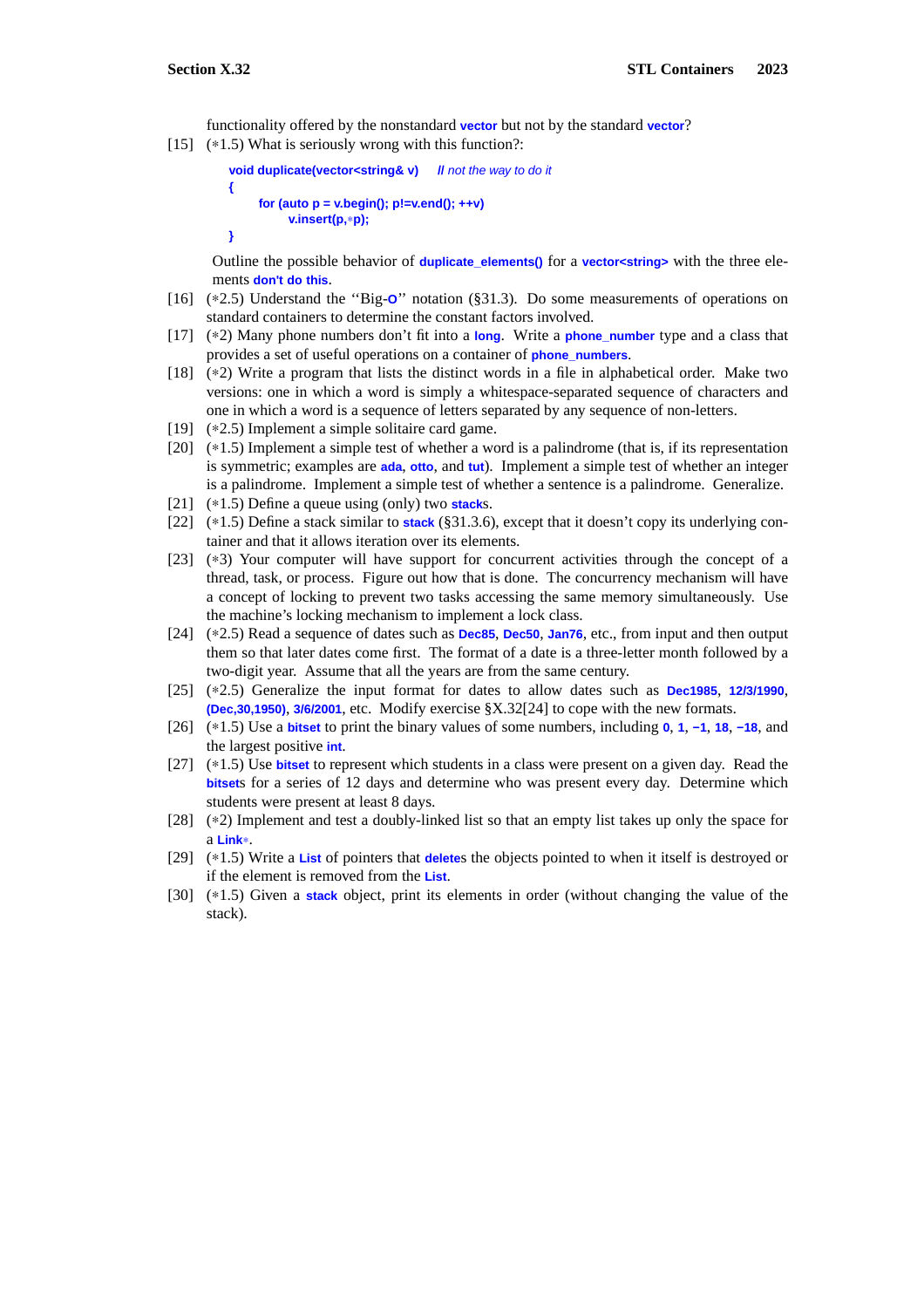functionality offered by the nonstandard `vector` but not by the standard `vector`?

[15] (∗1.5) What is seriously wrong with this function?:

```
void duplicate(vector<string& v)    // not the way to do it
{
      for (auto p = v.begin(); p!=v.end(); ++v)
            v.insert(p,∗p);
}
```

Outline the possible behavior of `duplicate_elements()` for a `vector<string>` with the three elements `don't do this`.

[16] (∗2.5) Understand the ''Big-`O`'' notation (§31.3). Do some measurements of operations on standard containers to determine the constant factors involved.

[17] (∗2) Many phone numbers don't fit into a `long`. Write a `phone_number` type and a class that provides a set of useful operations on a container of `phone_numbers`.

[18] (∗2) Write a program that lists the distinct words in a file in alphabetical order. Make two versions: one in which a word is simply a whitespace-separated sequence of characters and one in which a word is a sequence of letters separated by any sequence of non-letters.

[19] (∗2.5) Implement a simple solitaire card game.

[20] (∗1.5) Implement a simple test of whether a word is a palindrome (that is, if its representation is symmetric; examples are `ada`, `otto`, and `tut`). Implement a simple test of whether an integer is a palindrome. Implement a simple test of whether a sentence is a palindrome. Generalize.

[21] (∗1.5) Define a queue using (only) two `stack`s.

[22] (∗1.5) Define a stack similar to `stack` (§31.3.6), except that it doesn't copy its underlying container and that it allows iteration over its elements.

[23] (∗3) Your computer will have support for concurrent activities through the concept of a thread, task, or process. Figure out how that is done. The concurrency mechanism will have a concept of locking to prevent two tasks accessing the same memory simultaneously. Use the machine's locking mechanism to implement a lock class.

[24] (∗2.5) Read a sequence of dates such as `Dec85`, `Dec50`, `Jan76`, etc., from input and then output them so that later dates come first. The format of a date is a three-letter month followed by a two-digit year. Assume that all the years are from the same century.

[25] (∗2.5) Generalize the input format for dates to allow dates such as `Dec1985`, `12/3/1990`, `(Dec,30,1950)`, `3/6/2001`, etc. Modify exercise §X.32[24] to cope with the new formats.

[26] (∗1.5) Use a `bitset` to print the binary values of some numbers, including `0`, `1`, `−1`, `18`, `−18`, and the largest positive `int`.

[27] (∗1.5) Use `bitset` to represent which students in a class were present on a given day. Read the `bitset`s for a series of 12 days and determine who was present every day. Determine which students were present at least 8 days.

[28] (∗2) Implement and test a doubly-linked list so that an empty list takes up only the space for a `Link∗`.

[29] (∗1.5) Write a `List` of pointers that `delete`s the objects pointed to when it itself is destroyed or if the element is removed from the `List`.

[30] (∗1.5) Given a `stack` object, print its elements in order (without changing the value of the stack).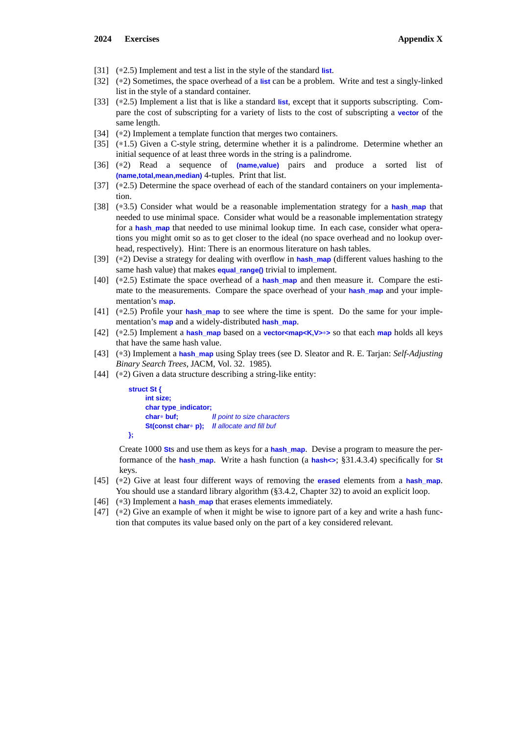[31] (∗2.5) Implement and test a list in the style of the standard **list**.

[32] (∗2) Sometimes, the space overhead of a **list** can be a problem. Write and test a singly-linked list in the style of a standard container.

[33] (∗2.5) Implement a list that is like a standard **list**, except that it supports subscripting. Compare the cost of subscripting for a variety of lists to the cost of subscripting a **vector** of the same length.

[34] (∗2) Implement a template function that merges two containers.

[35] (∗1.5) Given a C-style string, determine whether it is a palindrome. Determine whether an initial sequence of at least three words in the string is a palindrome.

[36] (∗2) Read a sequence of **(name,value)** pairs and produce a sorted list of **(name,total,mean,median)** 4-tuples. Print that list.

[37] (∗2.5) Determine the space overhead of each of the standard containers on your implementation.

[38] (∗3.5) Consider what would be a reasonable implementation strategy for a **hash_map** that needed to use minimal space. Consider what would be a reasonable implementation strategy for a **hash_map** that needed to use minimal lookup time. In each case, consider what operations you might omit so as to get closer to the ideal (no space overhead and no lookup overhead, respectively). Hint: There is an enormous literature on hash tables.

[39] (∗2) Devise a strategy for dealing with overflow in **hash_map** (different values hashing to the same hash value) that makes **equal_range()** trivial to implement.

[40] (∗2.5) Estimate the space overhead of a **hash_map** and then measure it. Compare the estimate to the measurements. Compare the space overhead of your **hash_map** and your implementation's **map**.

[41] (∗2.5) Profile your **hash_map** to see where the time is spent. Do the same for your implementation's **map** and a widely-distributed **hash_map**.

[42] (∗2.5) Implement a **hash_map** based on a **vector<map<K,V>*>** so that each **map** holds all keys that have the same hash value.

[43] (∗3) Implement a **hash_map** using Splay trees (see D. Sleator and R. E. Tarjan: *Self-Adjusting Binary Search Trees*, JACM, Vol. 32. 1985).

[44] (∗2) Given a data structure describing a string-like entity:

```
struct St {
      int size;
      char type_indicator;
      char* buf;              // point to size characters
      St(const char* p);      // allocate and fill buf
};
```

Create 1000 **St**s and use them as keys for a **hash_map**. Devise a program to measure the performance of the **hash_map**. Write a hash function (a **hash<>**; §31.4.3.4) specifically for **St** keys.

[45] (∗2) Give at least four different ways of removing the **erased** elements from a **hash_map**. You should use a standard library algorithm (§3.4.2, Chapter 32) to avoid an explicit loop.

[46] (∗3) Implement a **hash_map** that erases elements immediately.

[47] (∗2) Give an example of when it might be wise to ignore part of a key and write a hash function that computes its value based only on the part of a key considered relevant.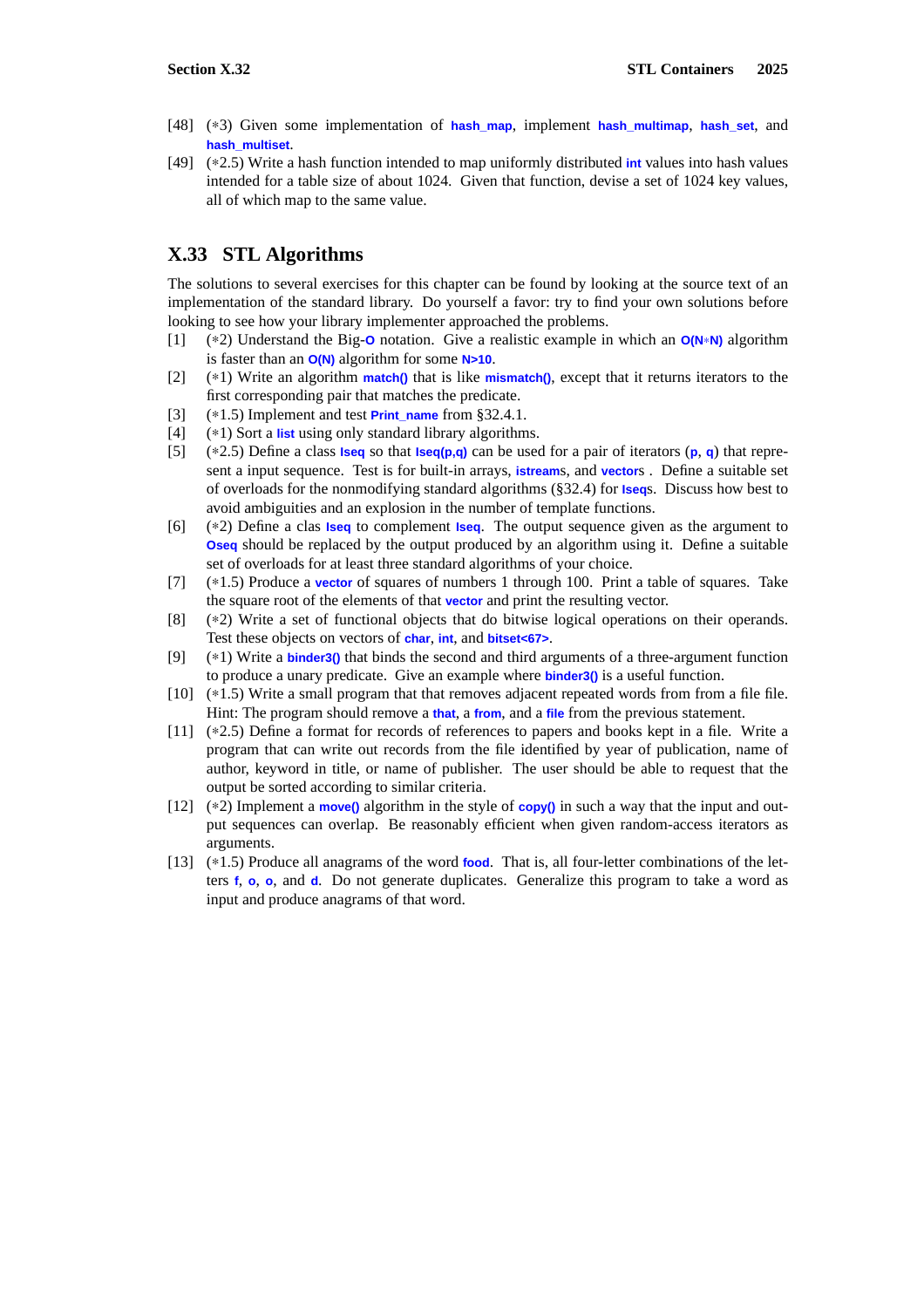[48] (∗3) Given some implementation of `hash_map`, implement `hash_multimap`, `hash_set`, and `hash_multiset`.

[49] (∗2.5) Write a hash function intended to map uniformly distributed `int` values into hash values intended for a table size of about 1024. Given that function, devise a set of 1024 key values, all of which map to the same value.

## X.33 STL Algorithms

The solutions to several exercises for this chapter can be found by looking at the source text of an implementation of the standard library. Do yourself a favor: try to find your own solutions before looking to see how your library implementer approached the problems.

[1] (∗2) Understand the Big-`O` notation. Give a realistic example in which an `O(N*N)` algorithm is faster than an `O(N)` algorithm for some `N>10`.

[2] (∗1) Write an algorithm `match()` that is like `mismatch()`, except that it returns iterators to the first corresponding pair that matches the predicate.

[3] (∗1.5) Implement and test `Print_name` from §32.4.1.

[4] (∗1) Sort a `list` using only standard library algorithms.

[5] (∗2.5) Define a class `Iseq` so that `Iseq(p,q)` can be used for a pair of iterators (`p`, `q`) that represent a input sequence. Test is for built-in arrays, `istream`s, and `vector`s . Define a suitable set of overloads for the nonmodifying standard algorithms (§32.4) for `Iseq`s. Discuss how best to avoid ambiguities and an explosion in the number of template functions.

[6] (∗2) Define a clas `Iseq` to complement `Iseq`. The output sequence given as the argument to `Oseq` should be replaced by the output produced by an algorithm using it. Define a suitable set of overloads for at least three standard algorithms of your choice.

[7] (∗1.5) Produce a `vector` of squares of numbers 1 through 100. Print a table of squares. Take the square root of the elements of that `vector` and print the resulting vector.

[8] (∗2) Write a set of functional objects that do bitwise logical operations on their operands. Test these objects on vectors of `char`, `int`, and `bitset<67>`.

[9] (∗1) Write a `binder3()` that binds the second and third arguments of a three-argument function to produce a unary predicate. Give an example where `binder3()` is a useful function.

[10] (∗1.5) Write a small program that that removes adjacent repeated words from from a file file. Hint: The program should remove a `that`, a `from`, and a `file` from the previous statement.

[11] (∗2.5) Define a format for records of references to papers and books kept in a file. Write a program that can write out records from the file identified by year of publication, name of author, keyword in title, or name of publisher. The user should be able to request that the output be sorted according to similar criteria.

[12] (∗2) Implement a `move()` algorithm in the style of `copy()` in such a way that the input and output sequences can overlap. Be reasonably efficient when given random-access iterators as arguments.

[13] (∗1.5) Produce all anagrams of the word `food`. That is, all four-letter combinations of the letters `f`, `o`, `o`, and `d`. Do not generate duplicates. Generalize this program to take a word as input and produce anagrams of that word.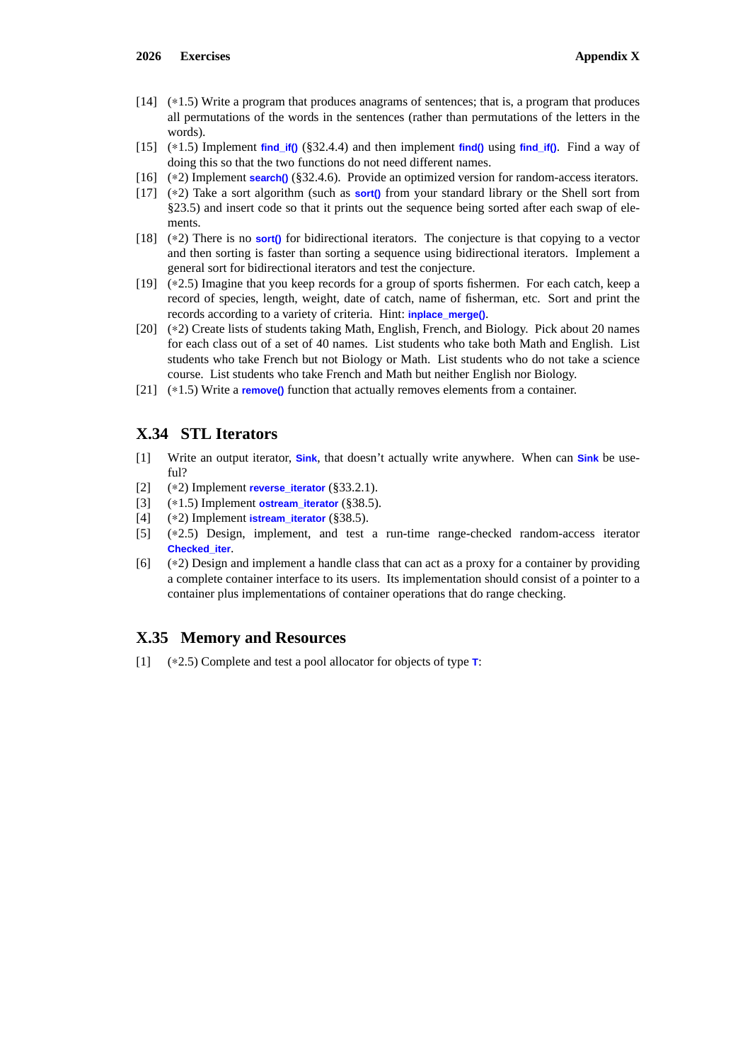[14] (∗1.5) Write a program that produces anagrams of sentences; that is, a program that produces all permutations of the words in the sentences (rather than permutations of the letters in the words).

[15] (∗1.5) Implement `find_if()` (§32.4.4) and then implement `find()` using `find_if()`. Find a way of doing this so that the two functions do not need different names.

[16] (∗2) Implement `search()` (§32.4.6). Provide an optimized version for random-access iterators.

[17] (∗2) Take a sort algorithm (such as `sort()` from your standard library or the Shell sort from §23.5) and insert code so that it prints out the sequence being sorted after each swap of elements.

[18] (∗2) There is no `sort()` for bidirectional iterators. The conjecture is that copying to a vector and then sorting is faster than sorting a sequence using bidirectional iterators. Implement a general sort for bidirectional iterators and test the conjecture.

[19] (∗2.5) Imagine that you keep records for a group of sports fishermen. For each catch, keep a record of species, length, weight, date of catch, name of fisherman, etc. Sort and print the records according to a variety of criteria. Hint: `inplace_merge()`.

[20] (∗2) Create lists of students taking Math, English, French, and Biology. Pick about 20 names for each class out of a set of 40 names. List students who take both Math and English. List students who take French but not Biology or Math. List students who do not take a science course. List students who take French and Math but neither English nor Biology.

[21] (∗1.5) Write a `remove()` function that actually removes elements from a container.

## X.34 STL Iterators

[1] Write an output iterator, `Sink`, that doesn't actually write anywhere. When can `Sink` be useful?

[2] (∗2) Implement `reverse_iterator` (§33.2.1).

[3] (∗1.5) Implement `ostream_iterator` (§38.5).

[4] (∗2) Implement `istream_iterator` (§38.5).

[5] (∗2.5) Design, implement, and test a run-time range-checked random-access iterator `Checked_iter`.

[6] (∗2) Design and implement a handle class that can act as a proxy for a container by providing a complete container interface to its users. Its implementation should consist of a pointer to a container plus implementations of container operations that do range checking.

## X.35 Memory and Resources

[1] (∗2.5) Complete and test a pool allocator for objects of type `T`: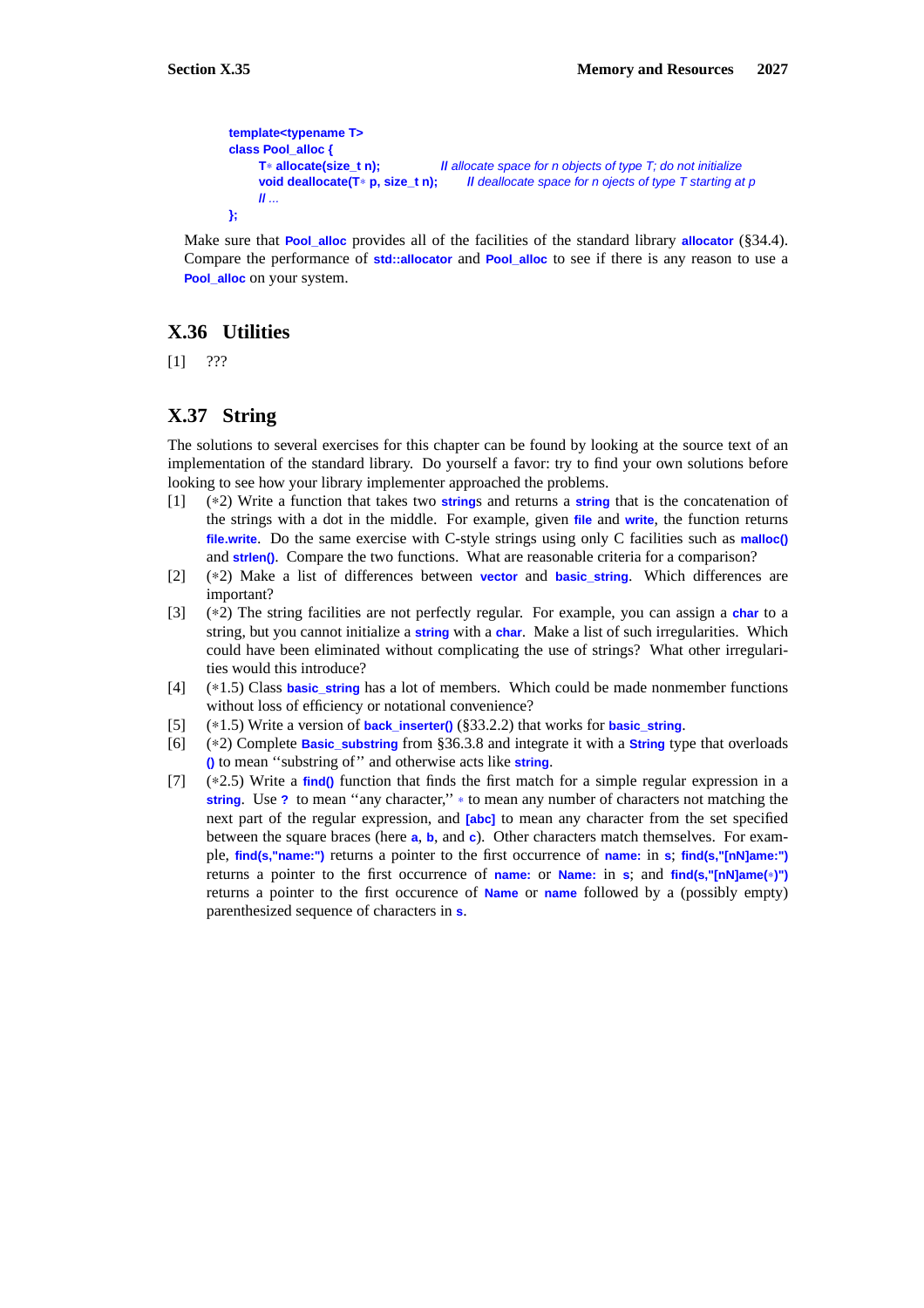```
template<typename T>
class Pool_alloc {
      T* allocate(size_t n);          // allocate space for n objects of type T; do not initialize
      void deallocate(T* p, size_t n);     // deallocate space for n ojects of type T starting at p
      // ...
};
```

Make sure that `Pool_alloc` provides all of the facilities of the standard library `allocator` (§34.4). Compare the performance of `std::allocator` and `Pool_alloc` to see if there is any reason to use a `Pool_alloc` on your system.

## X.36 Utilities

[1] ???

## X.37 String

The solutions to several exercises for this chapter can be found by looking at the source text of an implementation of the standard library. Do yourself a favor: try to find your own solutions before looking to see how your library implementer approached the problems.

[1] (*2) Write a function that takes two `string`s and returns a `string` that is the concatenation of the strings with a dot in the middle. For example, given `file` and `write`, the function returns `file.write`. Do the same exercise with C-style strings using only C facilities such as `malloc()` and `strlen()`. Compare the two functions. What are reasonable criteria for a comparison?

[2] (*2) Make a list of differences between `vector` and `basic_string`. Which differences are important?

[3] (*2) The string facilities are not perfectly regular. For example, you can assign a `char` to a string, but you cannot initialize a `string` with a `char`. Make a list of such irregularities. Which could have been eliminated without complicating the use of strings? What other irregularities would this introduce?

[4] (*1.5) Class `basic_string` has a lot of members. Which could be made nonmember functions without loss of efficiency or notational convenience?

[5] (*1.5) Write a version of `back_inserter()` (§33.2.2) that works for `basic_string`.

[6] (*2) Complete `Basic_substring` from §36.3.8 and integrate it with a `String` type that overloads `()` to mean ''substring of'' and otherwise acts like `string`.

[7] (*2.5) Write a `find()` function that finds the first match for a simple regular expression in a `string`. Use `?` to mean ''any character,'' `*` to mean any number of characters not matching the next part of the regular expression, and `[abc]` to mean any character from the set specified between the square braces (here `a`, `b`, and `c`). Other characters match themselves. For example, `find(s,"name:")` returns a pointer to the first occurrence of `name:` in `s`; `find(s,"[nN]ame:")` returns a pointer to the first occurrence of `name:` or `Name:` in `s`; and `find(s,"[nN]ame(*)")` returns a pointer to the first occurence of `Name` or `name` followed by a (possibly empty) parenthesized sequence of characters in `s`.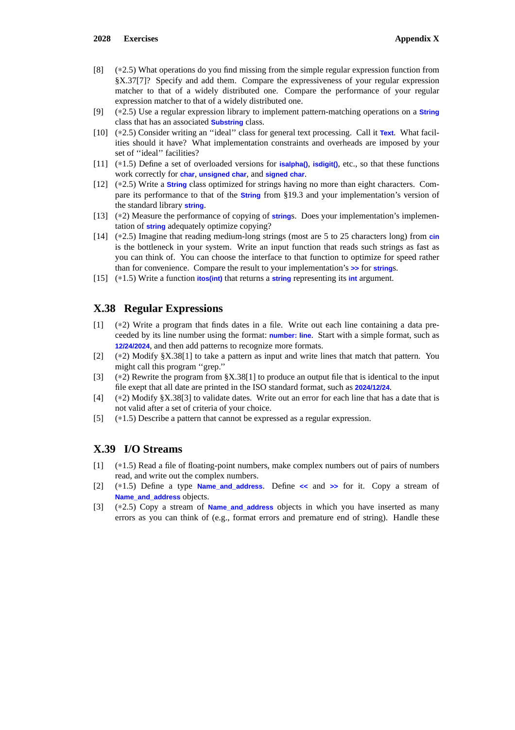[8] (∗2.5) What operations do you find missing from the simple regular expression function from §X.37[7]? Specify and add them. Compare the expressiveness of your regular expression matcher to that of a widely distributed one. Compare the performance of your regular expression matcher to that of a widely distributed one.

[9] (∗2.5) Use a regular expression library to implement pattern-matching operations on a `String` class that has an associated `Substring` class.

[10] (∗2.5) Consider writing an ''ideal'' class for general text processing. Call it `Text`. What facilities should it have? What implementation constraints and overheads are imposed by your set of ''ideal'' facilities?

[11] (∗1.5) Define a set of overloaded versions for `isalpha()`, `isdigit()`, etc., so that these functions work correctly for `char`, `unsigned char`, and `signed char`.

[12] (∗2.5) Write a `String` class optimized for strings having no more than eight characters. Compare its performance to that of the `String` from §19.3 and your implementation's version of the standard library `string`.

[13] (∗2) Measure the performance of copying of `string`s. Does your implementation's implementation of `string` adequately optimize copying?

[14] (∗2.5) Imagine that reading medium-long strings (most are 5 to 25 characters long) from `cin` is the bottleneck in your system. Write an input function that reads such strings as fast as you can think of. You can choose the interface to that function to optimize for speed rather than for convenience. Compare the result to your implementation's `>>` for `string`s.

[15] (∗1.5) Write a function `itos(int)` that returns a `string` representing its `int` argument.

## X.38 Regular Expressions

[1] (∗2) Write a program that finds dates in a file. Write out each line containing a data preceeded by its line number using the format: `number: line`. Start with a simple format, such as `12/24/2024`, and then add patterns to recognize more formats.

[2] (∗2) Modify §X.38[1] to take a pattern as input and write lines that match that pattern. You might call this program ''grep.''

[3] (∗2) Rewrite the program from §X.38[1] to produce an output file that is identical to the input file exept that all date are printed in the ISO standard format, such as `2024/12/24`.

[4] (∗2) Modify §X.38[3] to validate dates. Write out an error for each line that has a date that is not valid after a set of criteria of your choice.

[5] (∗1.5) Describe a pattern that cannot be expressed as a regular expression.

## X.39 I/O Streams

[1] (∗1.5) Read a file of floating-point numbers, make complex numbers out of pairs of numbers read, and write out the complex numbers.

[2] (∗1.5) Define a type `Name_and_address`. Define `<<` and `>>` for it. Copy a stream of `Name_and_address` objects.

[3] (∗2.5) Copy a stream of `Name_and_address` objects in which you have inserted as many errors as you can think of (e.g., format errors and premature end of string). Handle these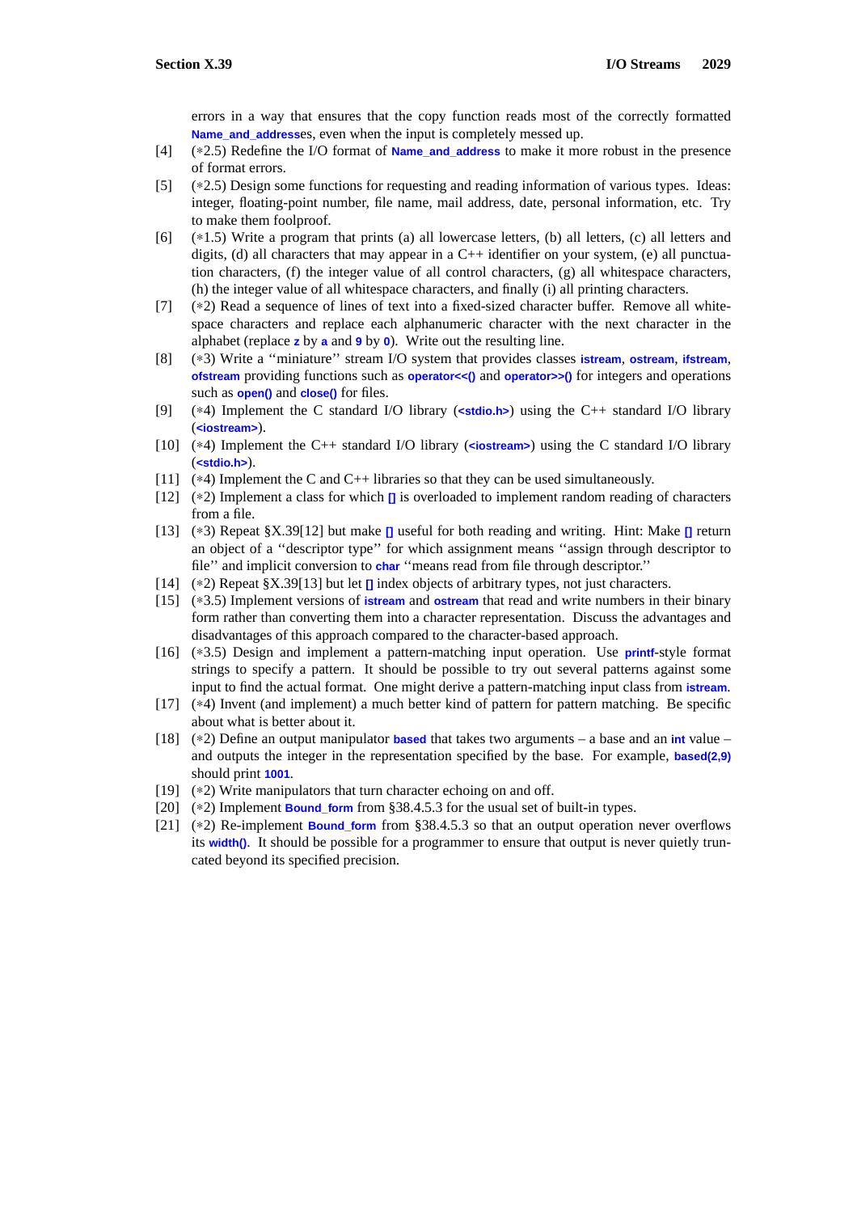errors in a way that ensures that the copy function reads most of the correctly formatted `Name_and_address`es, even when the input is completely messed up.

[4] (∗2.5) Redefine the I/O format of `Name_and_address` to make it more robust in the presence of format errors.

[5] (∗2.5) Design some functions for requesting and reading information of various types. Ideas: integer, floating-point number, file name, mail address, date, personal information, etc. Try to make them foolproof.

[6] (∗1.5) Write a program that prints (a) all lowercase letters, (b) all letters, (c) all letters and digits, (d) all characters that may appear in a C++ identifier on your system, (e) all punctuation characters, (f) the integer value of all control characters, (g) all whitespace characters, (h) the integer value of all whitespace characters, and finally (i) all printing characters.

[7] (∗2) Read a sequence of lines of text into a fixed-sized character buffer. Remove all whitespace characters and replace each alphanumeric character with the next character in the alphabet (replace `z` by `a` and `9` by `0`). Write out the resulting line.

[8] (∗3) Write a ''miniature'' stream I/O system that provides classes `istream`, `ostream`, `ifstream`, `ofstream` providing functions such as `operator<<()` and `operator>>()` for integers and operations such as `open()` and `close()` for files.

[9] (∗4) Implement the C standard I/O library (`<stdio.h>`) using the C++ standard I/O library (`<iostream>`).

[10] (∗4) Implement the C++ standard I/O library (`<iostream>`) using the C standard I/O library (`<stdio.h>`).

[11] (∗4) Implement the C and C++ libraries so that they can be used simultaneously.

[12] (∗2) Implement a class for which `[]` is overloaded to implement random reading of characters from a file.

[13] (∗3) Repeat §X.39[12] but make `[]` useful for both reading and writing. Hint: Make `[]` return an object of a ''descriptor type'' for which assignment means ''assign through descriptor to file'' and implicit conversion to `char` ''means read from file through descriptor.''

[14] (∗2) Repeat §X.39[13] but let `[]` index objects of arbitrary types, not just characters.

[15] (∗3.5) Implement versions of `istream` and `ostream` that read and write numbers in their binary form rather than converting them into a character representation. Discuss the advantages and disadvantages of this approach compared to the character-based approach.

[16] (∗3.5) Design and implement a pattern-matching input operation. Use `printf`-style format strings to specify a pattern. It should be possible to try out several patterns against some input to find the actual format. One might derive a pattern-matching input class from `istream`.

[17] (∗4) Invent (and implement) a much better kind of pattern for pattern matching. Be specific about what is better about it.

[18] (∗2) Define an output manipulator `based` that takes two arguments – a base and an `int` value – and outputs the integer in the representation specified by the base. For example, `based(2,9)` should print `1001`.

[19] (∗2) Write manipulators that turn character echoing on and off.

[20] (∗2) Implement `Bound_form` from §38.4.5.3 for the usual set of built-in types.

[21] (∗2) Re-implement `Bound_form` from §38.4.5.3 so that an output operation never overflows its `width()`. It should be possible for a programmer to ensure that output is never quietly truncated beyond its specified precision.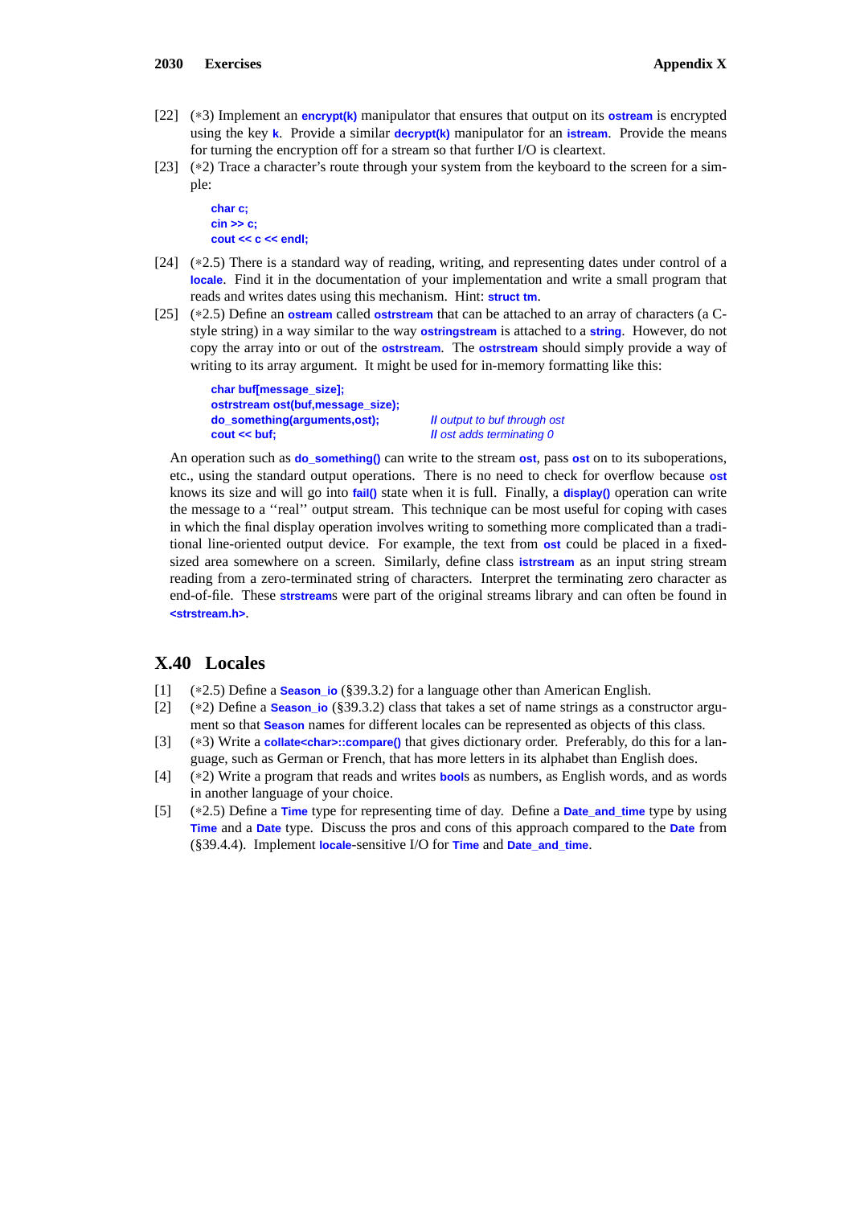[22] (∗3) Implement an `encrypt(k)` manipulator that ensures that output on its `ostream` is encrypted using the key `k`. Provide a similar `decrypt(k)` manipulator for an `istream`. Provide the means for turning the encryption off for a stream so that further I/O is cleartext.

[23] (∗2) Trace a character's route through your system from the keyboard to the screen for a simple:

```
char c;
cin >> c;
cout << c << endl;
```

[24] (∗2.5) There is a standard way of reading, writing, and representing dates under control of a `locale`. Find it in the documentation of your implementation and write a small program that reads and writes dates using this mechanism. Hint: `struct tm`.

[25] (∗2.5) Define an `ostream` called `ostrstream` that can be attached to an array of characters (a C-style string) in a way similar to the way `ostringstream` is attached to a `string`. However, do not copy the array into or out of the `ostrstream`. The `ostrstream` should simply provide a way of writing to its array argument. It might be used for in-memory formatting like this:

```
char buf[message_size];
ostrstream ost(buf,message_size);
do_something(arguments,ost);          // output to buf through ost
cout << buf;                          // ost adds terminating 0
```

An operation such as `do_something()` can write to the stream `ost`, pass `ost` on to its suboperations, etc., using the standard output operations. There is no need to check for overflow because `ost` knows its size and will go into `fail()` state when it is full. Finally, a `display()` operation can write the message to a "real" output stream. This technique can be most useful for coping with cases in which the final display operation involves writing to something more complicated than a traditional line-oriented output device. For example, the text from `ost` could be placed in a fixed-sized area somewhere on a screen. Similarly, define class `istrstream` as an input string stream reading from a zero-terminated string of characters. Interpret the terminating zero character as end-of-file. These `strstream`s were part of the original streams library and can often be found in `<strstream.h>`.

## X.40 Locales

[1] (∗2.5) Define a `Season_io` (§39.3.2) for a language other than American English.

[2] (∗2) Define a `Season_io` (§39.3.2) class that takes a set of name strings as a constructor argument so that `Season` names for different locales can be represented as objects of this class.

[3] (∗3) Write a `collate<char>::compare()` that gives dictionary order. Preferably, do this for a language, such as German or French, that has more letters in its alphabet than English does.

[4] (∗2) Write a program that reads and writes `bool`s as numbers, as English words, and as words in another language of your choice.

[5] (∗2.5) Define a `Time` type for representing time of day. Define a `Date_and_time` type by using `Time` and a `Date` type. Discuss the pros and cons of this approach compared to the `Date` from (§39.4.4). Implement `locale`-sensitive I/O for `Time` and `Date_and_time`.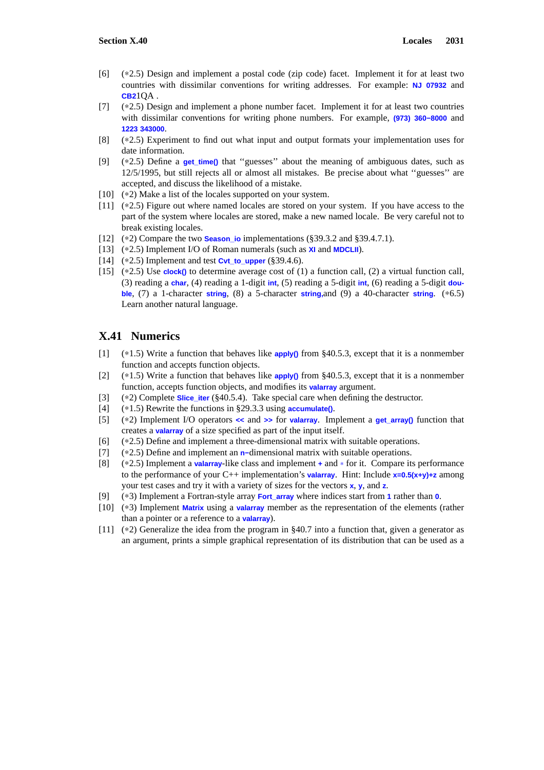[6] (∗2.5) Design and implement a postal code (zip code) facet. Implement it for at least two countries with dissimilar conventions for writing addresses. For example: `NJ 07932` and `CB2`1QA .

[7] (∗2.5) Design and implement a phone number facet. Implement it for at least two countries with dissimilar conventions for writing phone numbers. For example, `(973) 360−8000` and `1223 343000`.

[8] (∗2.5) Experiment to find out what input and output formats your implementation uses for date information.

[9] (∗2.5) Define a `get_time()` that ''guesses'' about the meaning of ambiguous dates, such as 12/5/1995, but still rejects all or almost all mistakes. Be precise about what ''guesses'' are accepted, and discuss the likelihood of a mistake.

[10] (∗2) Make a list of the locales supported on your system.

[11] (∗2.5) Figure out where named locales are stored on your system. If you have access to the part of the system where locales are stored, make a new named locale. Be very careful not to break existing locales.

[12] (∗2) Compare the two `Season_io` implementations (§39.3.2 and §39.4.7.1).

[13] (∗2.5) Implement I/O of Roman numerals (such as `XI` and `MDCLII`).

[14] (∗2.5) Implement and test `Cvt_to_upper` (§39.4.6).

[15] (∗2.5) Use `clock()` to determine average cost of (1) a function call, (2) a virtual function call, (3) reading a `char`, (4) reading a 1-digit `int`, (5) reading a 5-digit `int`, (6) reading a 5-digit `double`, (7) a 1-character `string`, (8) a 5-character `string`,and (9) a 40-character `string`. (∗6.5) Learn another natural language.

## X.41 Numerics

[1] (∗1.5) Write a function that behaves like `apply()` from §40.5.3, except that it is a nonmember function and accepts function objects.

[2] (∗1.5) Write a function that behaves like `apply()` from §40.5.3, except that it is a nonmember function, accepts function objects, and modifies its `valarray` argument.

[3] (∗2) Complete `Slice_iter` (§40.5.4). Take special care when defining the destructor.

[4] (∗1.5) Rewrite the functions in §29.3.3 using `accumulate()`.

[5] (∗2) Implement I/O operators `<<` and `>>` for `valarray`. Implement a `get_array()` function that creates a `valarray` of a size specified as part of the input itself.

[6] (∗2.5) Define and implement a three-dimensional matrix with suitable operations.

[7] (∗2.5) Define and implement an `n−`dimensional matrix with suitable operations.

[8] (∗2.5) Implement a `valarray`-like class and implement `+` and `*` for it. Compare its performance to the performance of your C++ implementation's `valarray`. Hint: Include `x=0.5(x+y)+z` among your test cases and try it with a variety of sizes for the vectors `x`, `y`, and `z`.

[9] (∗3) Implement a Fortran-style array `Fort_array` where indices start from `1` rather than `0`.

[10] (∗3) Implement `Matrix` using a `valarray` member as the representation of the elements (rather than a pointer or a reference to a `valarray`).

[11] (∗2) Generalize the idea from the program in §40.7 into a function that, given a generator as an argument, prints a simple graphical representation of its distribution that can be used as a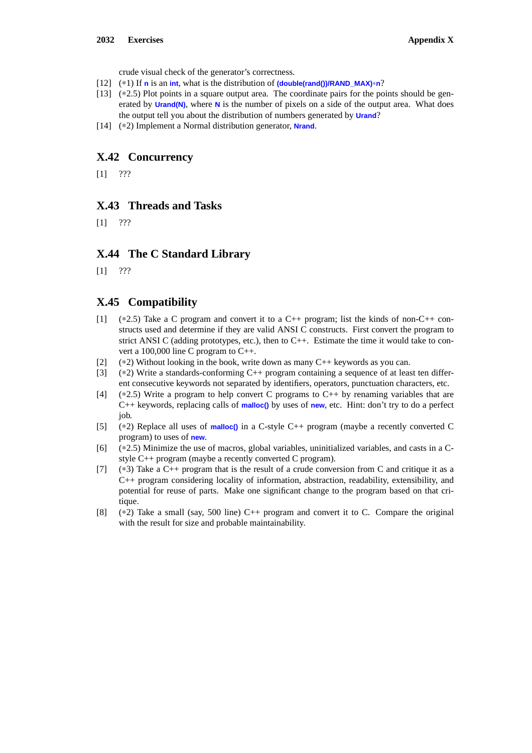crude visual check of the generator's correctness.

[12] (*1) If `n` is an `int`, what is the distribution of `(double(rand())/RAND_MAX)*n`?

[13] (*2.5) Plot points in a square output area. The coordinate pairs for the points should be generated by `Urand(N)`, where `N` is the number of pixels on a side of the output area. What does the output tell you about the distribution of numbers generated by `Urand`?

[14] (*2) Implement a Normal distribution generator, `Nrand`.

## X.42 Concurrency

[1] ???

## X.43 Threads and Tasks

[1] ???

## X.44 The C Standard Library

[1] ???

## X.45 Compatibility

[1] (*2.5) Take a C program and convert it to a C++ program; list the kinds of non-C++ constructs used and determine if they are valid ANSI C constructs. First convert the program to strict ANSI C (adding prototypes, etc.), then to C++. Estimate the time it would take to convert a 100,000 line C program to C++.

[2] (*2) Without looking in the book, write down as many C++ keywords as you can.

[3] (*2) Write a standards-conforming C++ program containing a sequence of at least ten different consecutive keywords not separated by identifiers, operators, punctuation characters, etc.

[4] (*2.5) Write a program to help convert C programs to C++ by renaming variables that are C++ keywords, replacing calls of `malloc()` by uses of `new`, etc. Hint: don't try to do a perfect job.

[5] (*2) Replace all uses of `malloc()` in a C-style C++ program (maybe a recently converted C program) to uses of `new`.

[6] (*2.5) Minimize the use of macros, global variables, uninitialized variables, and casts in a C-style C++ program (maybe a recently converted C program).

[7] (*3) Take a C++ program that is the result of a crude conversion from C and critique it as a C++ program considering locality of information, abstraction, readability, extensibility, and potential for reuse of parts. Make one significant change to the program based on that critique.

[8] (*2) Take a small (say, 500 line) C++ program and convert it to C. Compare the original with the result for size and probable maintainability.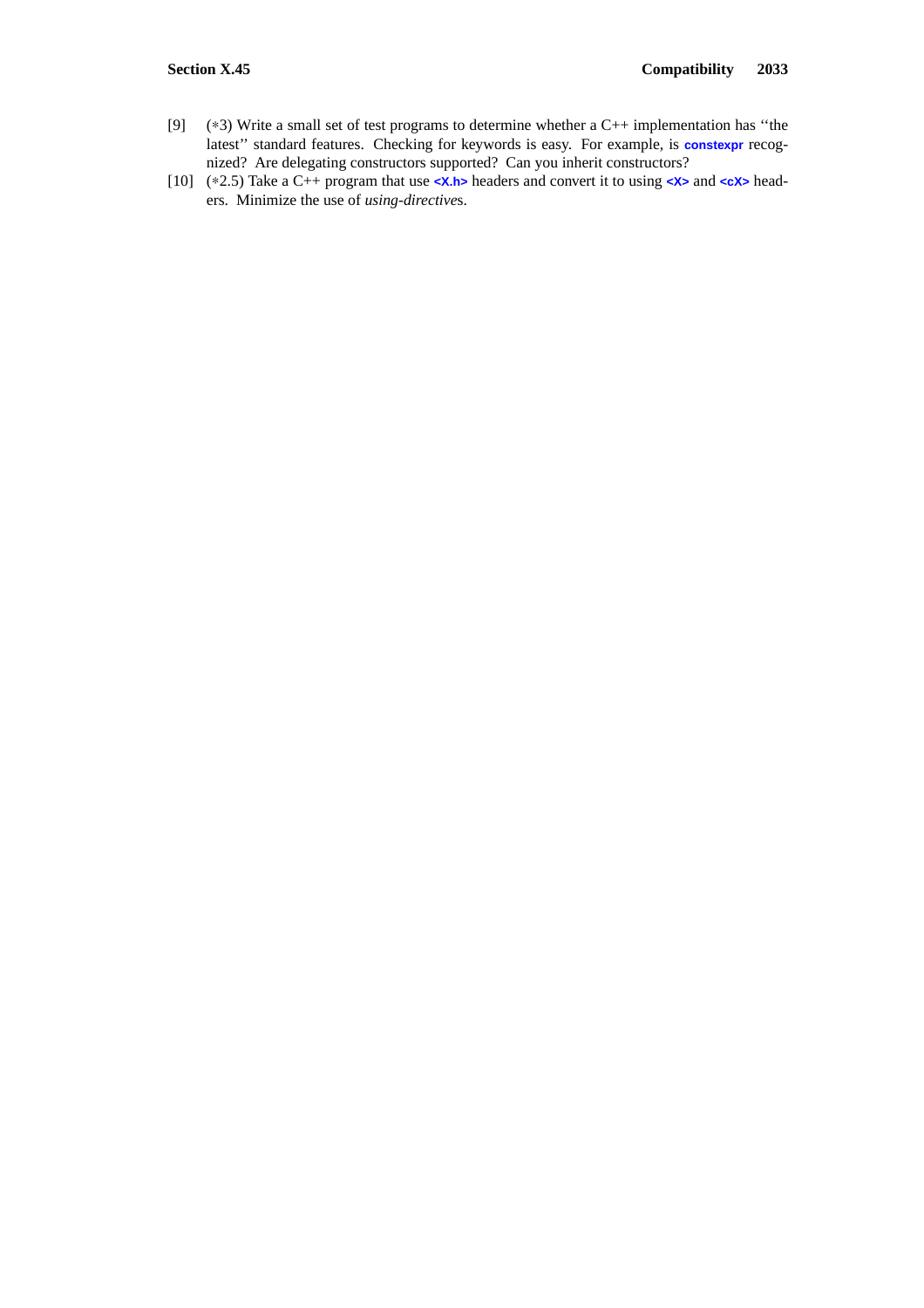[9] (∗3) Write a small set of test programs to determine whether a C++ implementation has ''the latest'' standard features. Checking for keywords is easy. For example, is `constexpr` recognized? Are delegating constructors supported? Can you inherit constructors?

[10] (∗2.5) Take a C++ program that use `<X.h>` headers and convert it to using `<X>` and `<cX>` headers. Minimize the use of *using-directive*s.